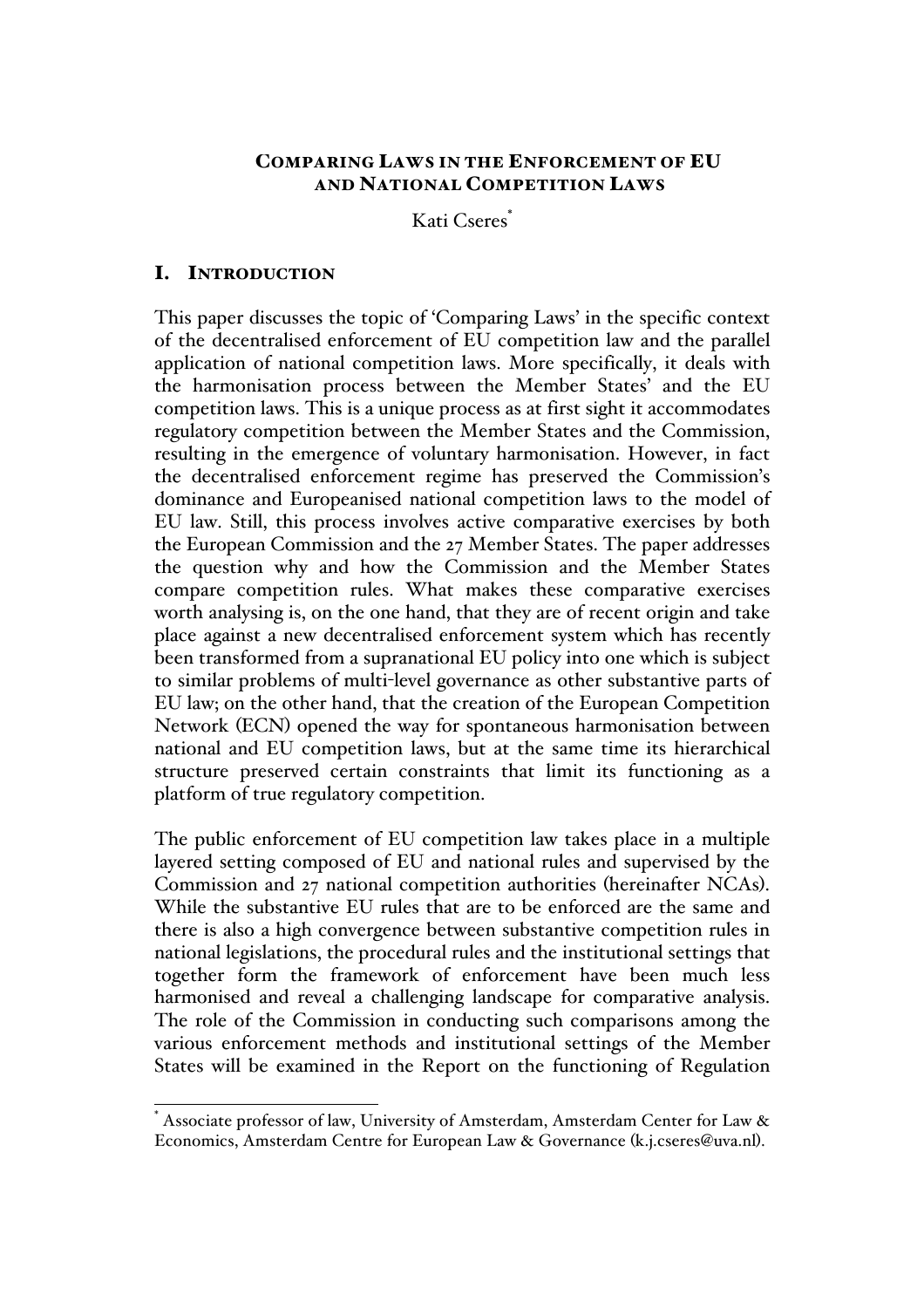# COMPARING LAWS IN THE ENFORCEMENT OF EU AND NATIONAL COMPETITION LAWS

Kati Cseres[*]

## I. INTRODUCTION

This paper discusses the topic of 'Comparing Laws' in the specific context of the decentralised enforcement of EU competition law and the parallel application of national competition laws. More specifically, it deals with the harmonisation process between the Member States' and the EU competition laws. This is a unique process as at first sight it accommodates regulatory competition between the Member States and the Commission, resulting in the emergence of voluntary harmonisation. However, in fact the decentralised enforcement regime has preserved the Commission's dominance and Europeanised national competition laws to the model of EU law. Still, this process involves active comparative exercises by both the European Commission and the 27 Member States. The paper addresses the question why and how the Commission and the Member States compare competition rules. What makes these comparative exercises worth analysing is, on the one hand, that they are of recent origin and take place against a new decentralised enforcement system which has recently been transformed from a supranational EU policy into one which is subject to similar problems of multi-level governance as other substantive parts of EU law; on the other hand, that the creation of the European Competition Network (ECN) opened the way for spontaneous harmonisation between national and EU competition laws, but at the same time its hierarchical structure preserved certain constraints that limit its functioning as a platform of true regulatory competition.

The public enforcement of EU competition law takes place in a multiple layered setting composed of EU and national rules and supervised by the Commission and 27 national competition authorities (hereinafter NCAs). While the substantive EU rules that are to be enforced are the same and there is also a high convergence between substantive competition rules in national legislations, the procedural rules and the institutional settings that together form the framework of enforcement have been much less harmonised and reveal a challenging landscape for comparative analysis. The role of the Commission in conducting such comparisons among the various enforcement methods and institutional settings of the Member States will be examined in the Report on the functioning of Regulation

---

[*] Associate professor of law, University of Amsterdam, Amsterdam Center for Law & Economics, Amsterdam Centre for European Law & Governance (k.j.cseres@uva.nl).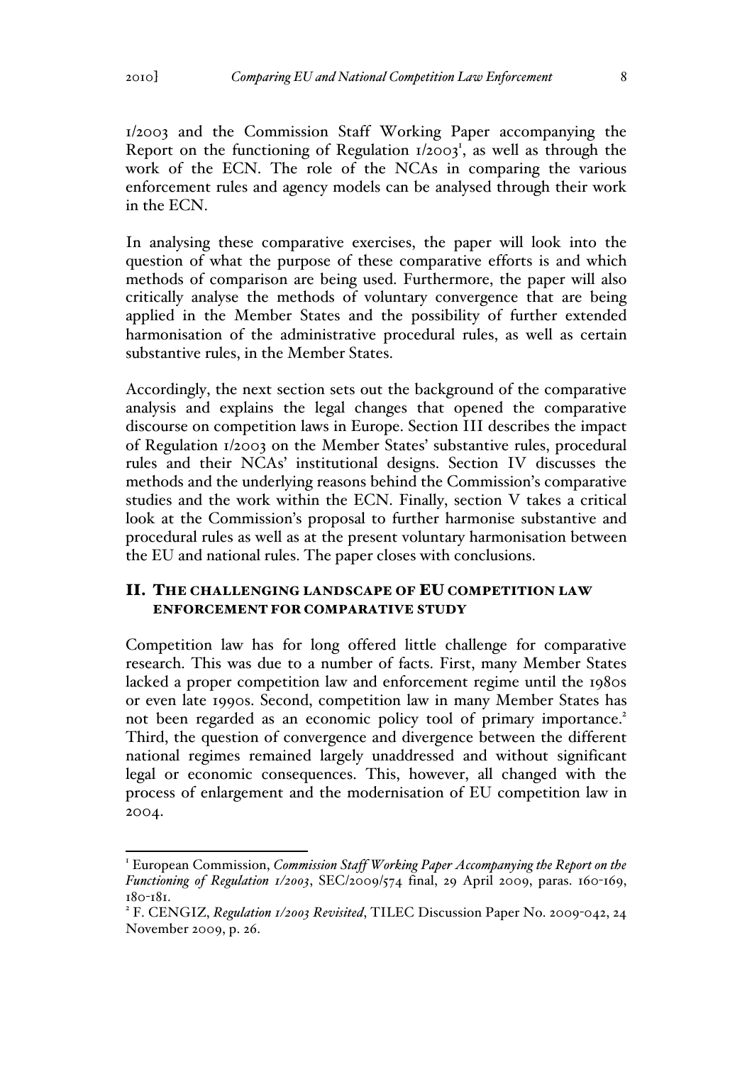1/2003 and the Commission Staff Working Paper accompanying the Report on the functioning of Regulation 1/2003[1], as well as through the work of the ECN. The role of the NCAs in comparing the various enforcement rules and agency models can be analysed through their work in the ECN.

In analysing these comparative exercises, the paper will look into the question of what the purpose of these comparative efforts is and which methods of comparison are being used. Furthermore, the paper will also critically analyse the methods of voluntary convergence that are being applied in the Member States and the possibility of further extended harmonisation of the administrative procedural rules, as well as certain substantive rules, in the Member States.

Accordingly, the next section sets out the background of the comparative analysis and explains the legal changes that opened the comparative discourse on competition laws in Europe. Section III describes the impact of Regulation 1/2003 on the Member States' substantive rules, procedural rules and their NCAs' institutional designs. Section IV discusses the methods and the underlying reasons behind the Commission's comparative studies and the work within the ECN. Finally, section V takes a critical look at the Commission's proposal to further harmonise substantive and procedural rules as well as at the present voluntary harmonisation between the EU and national rules. The paper closes with conclusions.

## II. THE CHALLENGING LANDSCAPE OF EU COMPETITION LAW ENFORCEMENT FOR COMPARATIVE STUDY

Competition law has for long offered little challenge for comparative research. This was due to a number of facts. First, many Member States lacked a proper competition law and enforcement regime until the 1980s or even late 1990s. Second, competition law in many Member States has not been regarded as an economic policy tool of primary importance.[2] Third, the question of convergence and divergence between the different national regimes remained largely unaddressed and without significant legal or economic consequences. This, however, all changed with the process of enlargement and the modernisation of EU competition law in 2004.

---

[1] European Commission, *Commission Staff Working Paper Accompanying the Report on the Functioning of Regulation 1/2003*, SEC/2009/574 final, 29 April 2009, paras. 160-169, 180-181.

[2] F. CENGIZ, *Regulation 1/2003 Revisited*, TILEC Discussion Paper No. 2009-042, 24 November 2009, p. 26.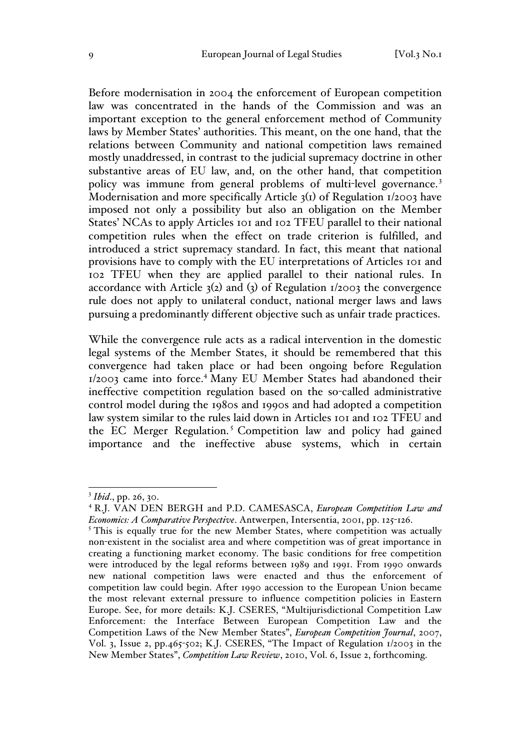Before modernisation in 2004 the enforcement of European competition law was concentrated in the hands of the Commission and was an important exception to the general enforcement method of Community laws by Member States' authorities. This meant, on the one hand, that the relations between Community and national competition laws remained mostly unaddressed, in contrast to the judicial supremacy doctrine in other substantive areas of EU law, and, on the other hand, that competition policy was immune from general problems of multi-level governance.[3] Modernisation and more specifically Article 3(1) of Regulation 1/2003 have imposed not only a possibility but also an obligation on the Member States' NCAs to apply Articles 101 and 102 TFEU parallel to their national competition rules when the effect on trade criterion is fulfilled, and introduced a strict supremacy standard. In fact, this meant that national provisions have to comply with the EU interpretations of Articles 101 and 102 TFEU when they are applied parallel to their national rules. In accordance with Article 3(2) and (3) of Regulation 1/2003 the convergence rule does not apply to unilateral conduct, national merger laws and laws pursuing a predominantly different objective such as unfair trade practices.

While the convergence rule acts as a radical intervention in the domestic legal systems of the Member States, it should be remembered that this convergence had taken place or had been ongoing before Regulation 1/2003 came into force.[4] Many EU Member States had abandoned their ineffective competition regulation based on the so-called administrative control model during the 1980s and 1990s and had adopted a competition law system similar to the rules laid down in Articles 101 and 102 TFEU and the EC Merger Regulation.[5] Competition law and policy had gained importance and the ineffective abuse systems, which in certain

---

[3] *Ibid.*, pp. 26, 30.

[4] R.J. VAN DEN BERGH and P.D. CAMESASCA, *European Competition Law and Economics: A Comparative Perspective*. Antwerpen, Intersentia, 2001, pp. 125-126.

[5] This is equally true for the new Member States, where competition was actually non-existent in the socialist area and where competition was of great importance in creating a functioning market economy. The basic conditions for free competition were introduced by the legal reforms between 1989 and 1991. From 1990 onwards new national competition laws were enacted and thus the enforcement of competition law could begin. After 1990 accession to the European Union became the most relevant external pressure to influence competition policies in Eastern Europe. See, for more details: K.J. CSERES, "Multijurisdictional Competition Law Enforcement: the Interface Between European Competition Law and the Competition Laws of the New Member States", *European Competition Journal*, 2007, Vol. 3, Issue 2, pp.465-502; K.J. CSERES, "The Impact of Regulation 1/2003 in the New Member States", *Competition Law Review*, 2010, Vol. 6, Issue 2, forthcoming.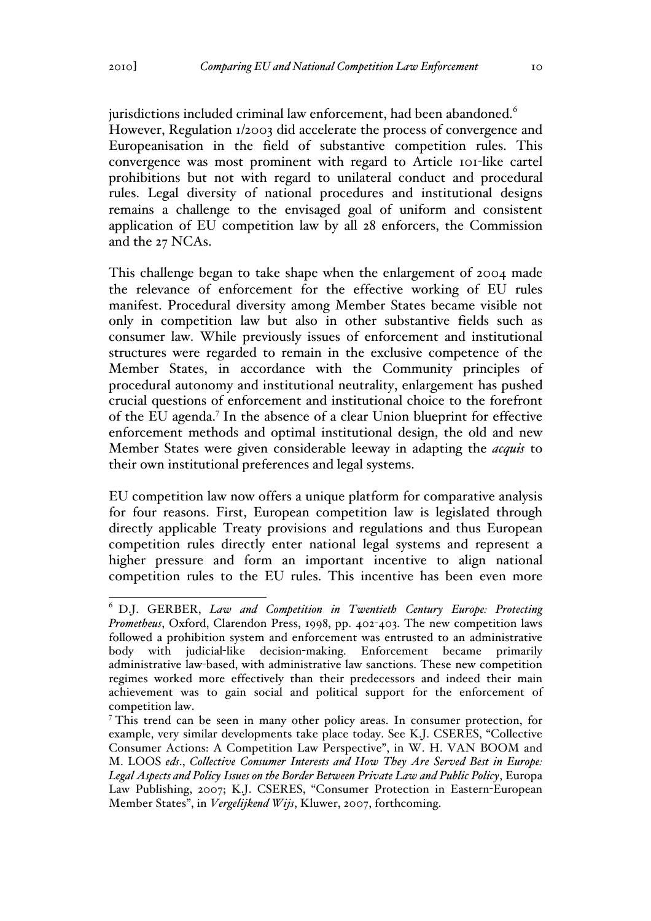jurisdictions included criminal law enforcement, had been abandoned.[6] However, Regulation 1/2003 did accelerate the process of convergence and Europeanisation in the field of substantive competition rules. This convergence was most prominent with regard to Article 101-like cartel prohibitions but not with regard to unilateral conduct and procedural rules. Legal diversity of national procedures and institutional designs remains a challenge to the envisaged goal of uniform and consistent application of EU competition law by all 28 enforcers, the Commission and the 27 NCAs.

This challenge began to take shape when the enlargement of 2004 made the relevance of enforcement for the effective working of EU rules manifest. Procedural diversity among Member States became visible not only in competition law but also in other substantive fields such as consumer law. While previously issues of enforcement and institutional structures were regarded to remain in the exclusive competence of the Member States, in accordance with the Community principles of procedural autonomy and institutional neutrality, enlargement has pushed crucial questions of enforcement and institutional choice to the forefront of the EU agenda.[7] In the absence of a clear Union blueprint for effective enforcement methods and optimal institutional design, the old and new Member States were given considerable leeway in adapting the *acquis* to their own institutional preferences and legal systems.

EU competition law now offers a unique platform for comparative analysis for four reasons. First, European competition law is legislated through directly applicable Treaty provisions and regulations and thus European competition rules directly enter national legal systems and represent a higher pressure and form an important incentive to align national competition rules to the EU rules. This incentive has been even more

---

[6] D.J. GERBER, *Law and Competition in Twentieth Century Europe: Protecting Prometheus*, Oxford, Clarendon Press, 1998, pp. 402-403. The new competition laws followed a prohibition system and enforcement was entrusted to an administrative body with judicial-like decision-making. Enforcement became primarily administrative law-based, with administrative law sanctions. These new competition regimes worked more effectively than their predecessors and indeed their main achievement was to gain social and political support for the enforcement of competition law.

[7] This trend can be seen in many other policy areas. In consumer protection, for example, very similar developments take place today. See K.J. CSERES, "Collective Consumer Actions: A Competition Law Perspective", in W. H. VAN BOOM and M. LOOS *eds*., *Collective Consumer Interests and How They Are Served Best in Europe: Legal Aspects and Policy Issues on the Border Between Private Law and Public Policy*, Europa Law Publishing, 2007; K.J. CSERES, "Consumer Protection in Eastern-European Member States", in *Vergelijkend Wijs*, Kluwer, 2007, forthcoming.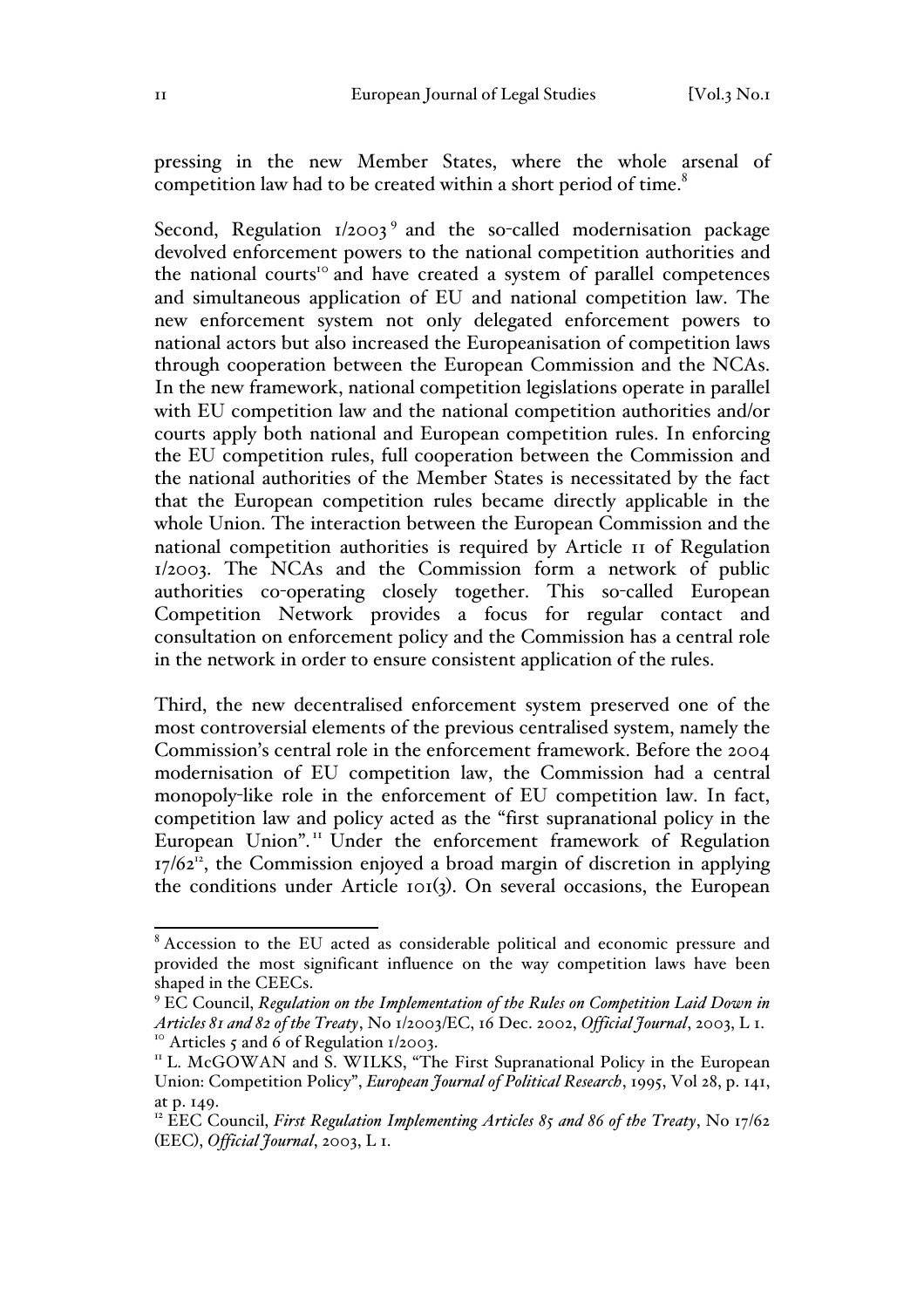pressing in the new Member States, where the whole arsenal of competition law had to be created within a short period of time.[8]

Second, Regulation 1/2003[9] and the so-called modernisation package devolved enforcement powers to the national competition authorities and the national courts[10] and have created a system of parallel competences and simultaneous application of EU and national competition law. The new enforcement system not only delegated enforcement powers to national actors but also increased the Europeanisation of competition laws through cooperation between the European Commission and the NCAs. In the new framework, national competition legislations operate in parallel with EU competition law and the national competition authorities and/or courts apply both national and European competition rules. In enforcing the EU competition rules, full cooperation between the Commission and the national authorities of the Member States is necessitated by the fact that the European competition rules became directly applicable in the whole Union. The interaction between the European Commission and the national competition authorities is required by Article 11 of Regulation 1/2003. The NCAs and the Commission form a network of public authorities co-operating closely together. This so-called European Competition Network provides a focus for regular contact and consultation on enforcement policy and the Commission has a central role in the network in order to ensure consistent application of the rules.

Third, the new decentralised enforcement system preserved one of the most controversial elements of the previous centralised system, namely the Commission's central role in the enforcement framework. Before the 2004 modernisation of EU competition law, the Commission had a central monopoly-like role in the enforcement of EU competition law. In fact, competition law and policy acted as the "first supranational policy in the European Union".[11] Under the enforcement framework of Regulation 17/62[12], the Commission enjoyed a broad margin of discretion in applying the conditions under Article 101(3). On several occasions, the European

---

[8] Accession to the EU acted as considerable political and economic pressure and provided the most significant influence on the way competition laws have been shaped in the CEECs.

[9] EC Council, *Regulation on the Implementation of the Rules on Competition Laid Down in Articles 81 and 82 of the Treaty*, No 1/2003/EC, 16 Dec. 2002, *Official Journal*, 2003, L 1.

[10] Articles 5 and 6 of Regulation 1/2003.

[11] L. McGOWAN and S. WILKS, "The First Supranational Policy in the European Union: Competition Policy", *European Journal of Political Research*, 1995, Vol 28, p. 141, at p. 149.

[12] EEC Council, *First Regulation Implementing Articles 85 and 86 of the Treaty*, No 17/62 (EEC), *Official Journal*, 2003, L 1.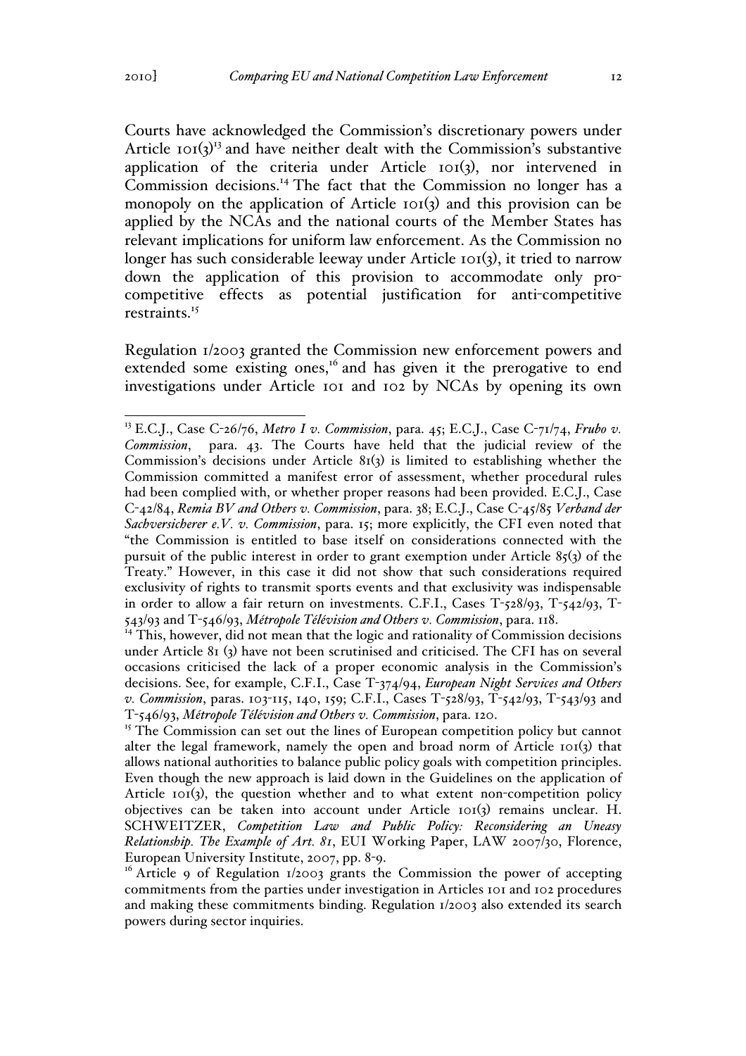Courts have acknowledged the Commission's discretionary powers under Article 101(3)[13] and have neither dealt with the Commission's substantive application of the criteria under Article 101(3), nor intervened in Commission decisions.[14] The fact that the Commission no longer has a monopoly on the application of Article 101(3) and this provision can be applied by the NCAs and the national courts of the Member States has relevant implications for uniform law enforcement. As the Commission no longer has such considerable leeway under Article 101(3), it tried to narrow down the application of this provision to accommodate only pro-competitive effects as potential justification for anti-competitive restraints.[15]

Regulation 1/2003 granted the Commission new enforcement powers and extended some existing ones,[16] and has given it the prerogative to end investigations under Article 101 and 102 by NCAs by opening its own

---

[13] E.C.J., Case C-26/76, *Metro I v. Commission*, para. 45; E.C.J., Case C-71/74, *Frubo v. Commission*, para. 43. The Courts have held that the judicial review of the Commission's decisions under Article 81(3) is limited to establishing whether the Commission committed a manifest error of assessment, whether procedural rules had been complied with, or whether proper reasons had been provided. E.C.J., Case C-42/84, *Remia BV and Others v. Commission*, para. 38; E.C.J., Case C-45/85 *Verband der Sachversicherer e.V. v. Commission*, para. 15; more explicitly, the CFI even noted that "the Commission is entitled to base itself on considerations connected with the pursuit of the public interest in order to grant exemption under Article 85(3) of the Treaty." However, in this case it did not show that such considerations required exclusivity of rights to transmit sports events and that exclusivity was indispensable in order to allow a fair return on investments. C.F.I., Cases T-528/93, T-542/93, T-543/93 and T-546/93, *Métropole Télévision and Others v. Commission*, para. 118.

[14] This, however, did not mean that the logic and rationality of Commission decisions under Article 81 (3) have not been scrutinised and criticised. The CFI has on several occasions criticised the lack of a proper economic analysis in the Commission's decisions. See, for example, C.F.I., Case T-374/94, *European Night Services and Others v. Commission*, paras. 103-115, 140, 159; C.F.I., Cases T-528/93, T-542/93, T-543/93 and T-546/93, *Métropole Télévision and Others v. Commission*, para. 120.

[15] The Commission can set out the lines of European competition policy but cannot alter the legal framework, namely the open and broad norm of Article 101(3) that allows national authorities to balance public policy goals with competition principles. Even though the new approach is laid down in the Guidelines on the application of Article 101(3), the question whether and to what extent non-competition policy objectives can be taken into account under Article 101(3) remains unclear. H. SCHWEITZER, *Competition Law and Public Policy: Reconsidering an Uneasy Relationship. The Example of Art. 81*, EUI Working Paper, LAW 2007/30, Florence, European University Institute, 2007, pp. 8-9.

[16] Article 9 of Regulation 1/2003 grants the Commission the power of accepting commitments from the parties under investigation in Articles 101 and 102 procedures and making these commitments binding. Regulation 1/2003 also extended its search powers during sector inquiries.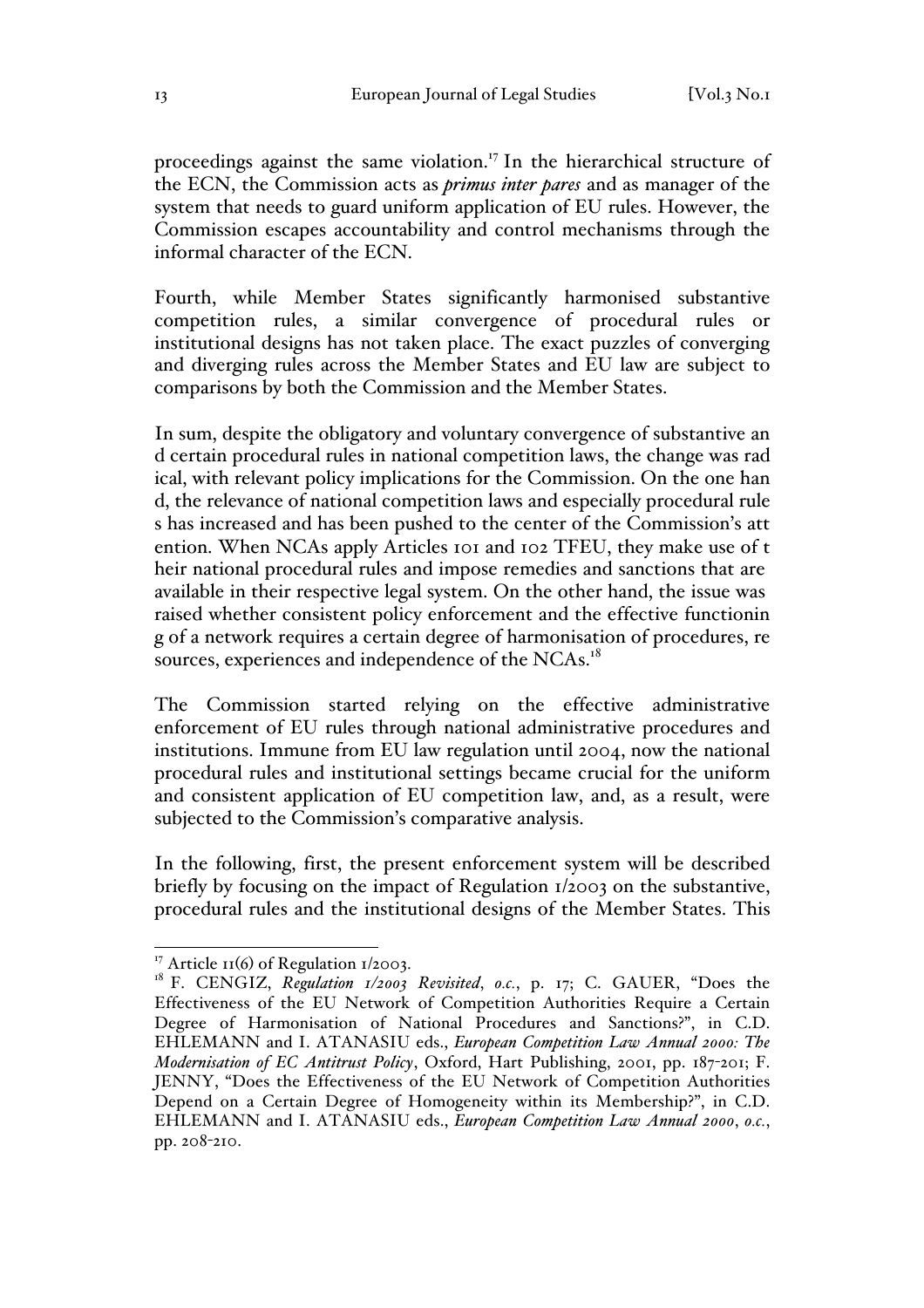proceedings against the same violation.[17] In the hierarchical structure of the ECN, the Commission acts as ***primus inter pares*** and as manager of the system that needs to guard uniform application of EU rules. However, the Commission escapes accountability and control mechanisms through the informal character of the ECN.

Fourth, while Member States significantly harmonised substantive competition rules, a similar convergence of procedural rules or institutional designs has not taken place. The exact puzzles of converging and diverging rules across the Member States and EU law are subject to comparisons by both the Commission and the Member States.

In sum, despite the obligatory and voluntary convergence of substantive and certain procedural rules in national competition laws, the change was radical, with relevant policy implications for the Commission. On the one hand, the relevance of national competition laws and especially procedural rules has increased and has been pushed to the center of the Commission's attention. When NCAs apply Articles 101 and 102 TFEU, they make use of their national procedural rules and impose remedies and sanctions that are available in their respective legal system. On the other hand, the issue was raised whether consistent policy enforcement and the effective functioning of a network requires a certain degree of harmonisation of procedures, resources, experiences and independence of the NCAs.[18]

The Commission started relying on the effective administrative enforcement of EU rules through national administrative procedures and institutions. Immune from EU law regulation until 2004, now the national procedural rules and institutional settings became crucial for the uniform and consistent application of EU competition law, and, as a result, were subjected to the Commission's comparative analysis.

In the following, first, the present enforcement system will be described briefly by focusing on the impact of Regulation 1/2003 on the substantive, procedural rules and the institutional designs of the Member States. This

---

[17] Article 11(6) of Regulation 1/2003.

[18] F. CENGIZ, *Regulation 1/2003 Revisited*, *o.c.*, p. 17; C. GAUER, "Does the Effectiveness of the EU Network of Competition Authorities Require a Certain Degree of Harmonisation of National Procedures and Sanctions?", in C.D. EHLEMANN and I. ATANASIU eds., *European Competition Law Annual 2000: The Modernisation of EC Antitrust Policy*, Oxford, Hart Publishing, 2001, pp. 187-201; F. JENNY, "Does the Effectiveness of the EU Network of Competition Authorities Depend on a Certain Degree of Homogeneity within its Membership?", in C.D. EHLEMANN and I. ATANASIU eds., *European Competition Law Annual 2000*, *o.c.*, pp. 208-210.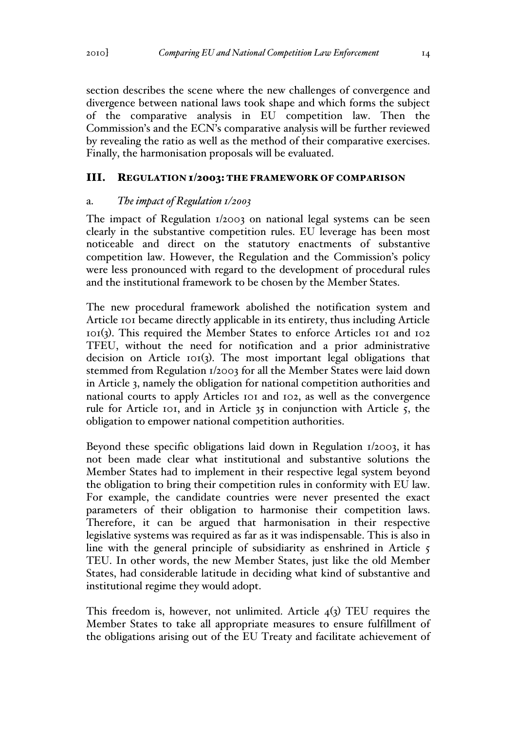section describes the scene where the new challenges of convergence and divergence between national laws took shape and which forms the subject of the comparative analysis in EU competition law. Then the Commission's and the ECN's comparative analysis will be further reviewed by revealing the ratio as well as the method of their comparative exercises. Finally, the harmonisation proposals will be evaluated.

## III. Regulation 1/2003: the framework of comparison

### a. *The impact of Regulation 1/2003*

The impact of Regulation 1/2003 on national legal systems can be seen clearly in the substantive competition rules. EU leverage has been most noticeable and direct on the statutory enactments of substantive competition law. However, the Regulation and the Commission's policy were less pronounced with regard to the development of procedural rules and the institutional framework to be chosen by the Member States.

The new procedural framework abolished the notification system and Article 101 became directly applicable in its entirety, thus including Article 101(3). This required the Member States to enforce Articles 101 and 102 TFEU, without the need for notification and a prior administrative decision on Article 101(3). The most important legal obligations that stemmed from Regulation 1/2003 for all the Member States were laid down in Article 3, namely the obligation for national competition authorities and national courts to apply Articles 101 and 102, as well as the convergence rule for Article 101, and in Article 35 in conjunction with Article 5, the obligation to empower national competition authorities.

Beyond these specific obligations laid down in Regulation 1/2003, it has not been made clear what institutional and substantive solutions the Member States had to implement in their respective legal system beyond the obligation to bring their competition rules in conformity with EU law. For example, the candidate countries were never presented the exact parameters of their obligation to harmonise their competition laws. Therefore, it can be argued that harmonisation in their respective legislative systems was required as far as it was indispensable. This is also in line with the general principle of subsidiarity as enshrined in Article 5 TEU. In other words, the new Member States, just like the old Member States, had considerable latitude in deciding what kind of substantive and institutional regime they would adopt.

This freedom is, however, not unlimited. Article 4(3) TEU requires the Member States to take all appropriate measures to ensure fulfillment of the obligations arising out of the EU Treaty and facilitate achievement of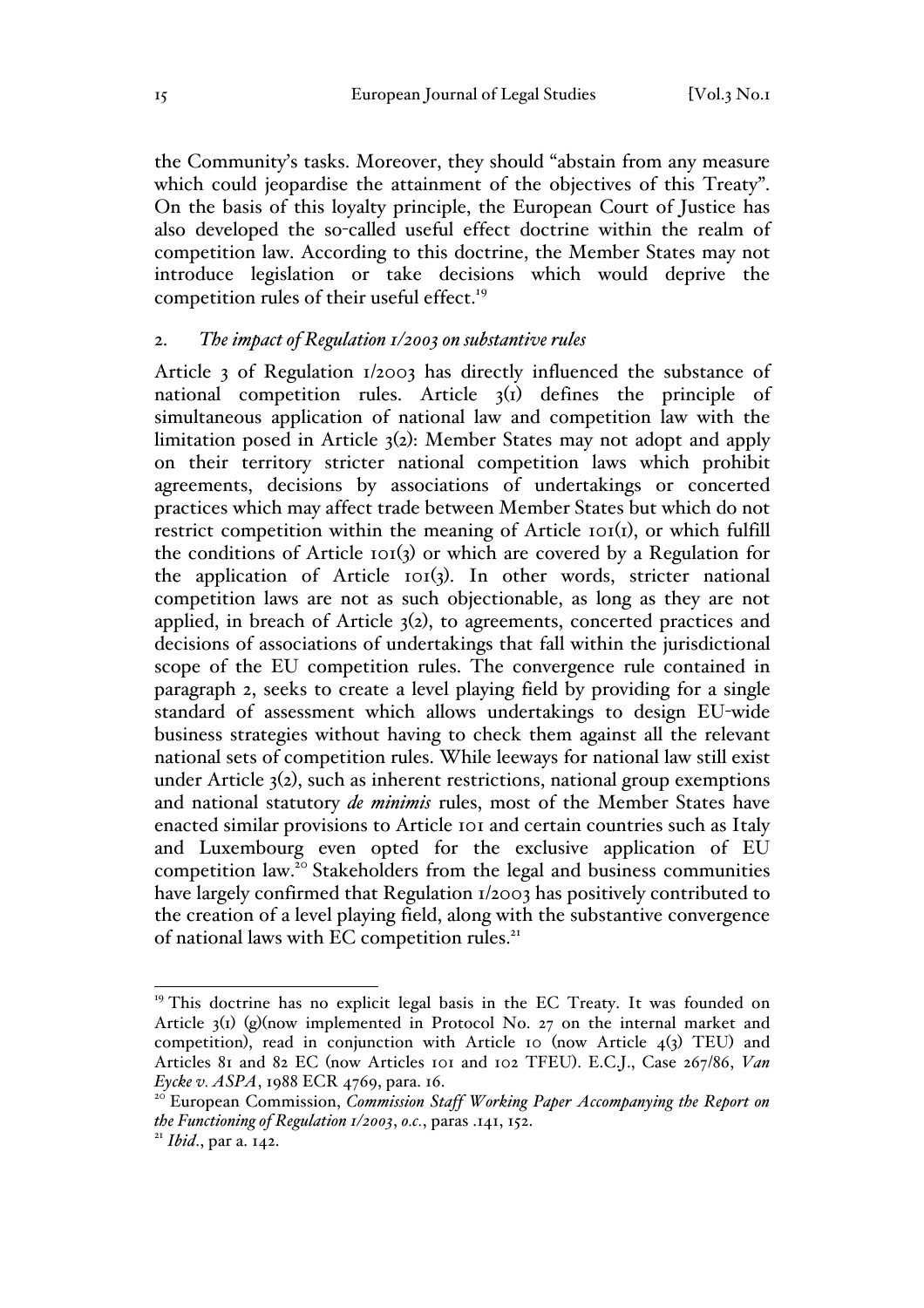the Community's tasks. Moreover, they should "abstain from any measure which could jeopardise the attainment of the objectives of this Treaty". On the basis of this loyalty principle, the European Court of Justice has also developed the so-called useful effect doctrine within the realm of competition law. According to this doctrine, the Member States may not introduce legislation or take decisions which would deprive the competition rules of their useful effect.[19]

## 2. *The impact of Regulation 1/2003 on substantive rules*

Article 3 of Regulation 1/2003 has directly influenced the substance of national competition rules. Article 3(1) defines the principle of simultaneous application of national law and competition law with the limitation posed in Article 3(2): Member States may not adopt and apply on their territory stricter national competition laws which prohibit agreements, decisions by associations of undertakings or concerted practices which may affect trade between Member States but which do not restrict competition within the meaning of Article 101(1), or which fulfill the conditions of Article 101(3) or which are covered by a Regulation for the application of Article 101(3). In other words, stricter national competition laws are not as such objectionable, as long as they are not applied, in breach of Article 3(2), to agreements, concerted practices and decisions of associations of undertakings that fall within the jurisdictional scope of the EU competition rules. The convergence rule contained in paragraph 2, seeks to create a level playing field by providing for a single standard of assessment which allows undertakings to design EU-wide business strategies without having to check them against all the relevant national sets of competition rules. While leeways for national law still exist under Article 3(2), such as inherent restrictions, national group exemptions and national statutory *de minimis* rules, most of the Member States have enacted similar provisions to Article 101 and certain countries such as Italy and Luxembourg even opted for the exclusive application of EU competition law.[20] Stakeholders from the legal and business communities have largely confirmed that Regulation 1/2003 has positively contributed to the creation of a level playing field, along with the substantive convergence of national laws with EC competition rules.[21]

---

[19] This doctrine has no explicit legal basis in the EC Treaty. It was founded on Article 3(1) (g)(now implemented in Protocol No. 27 on the internal market and competition), read in conjunction with Article 10 (now Article 4(3) TEU) and Articles 81 and 82 EC (now Articles 101 and 102 TFEU). E.C.J., Case 267/86, *Van Eycke v. ASPA*, 1988 ECR 4769, para. 16.

[20] European Commission, *Commission Staff Working Paper Accompanying the Report on the Functioning of Regulation 1/2003*, *o.c.*, paras .141, 152.

[21] *Ibid.*, par a. 142.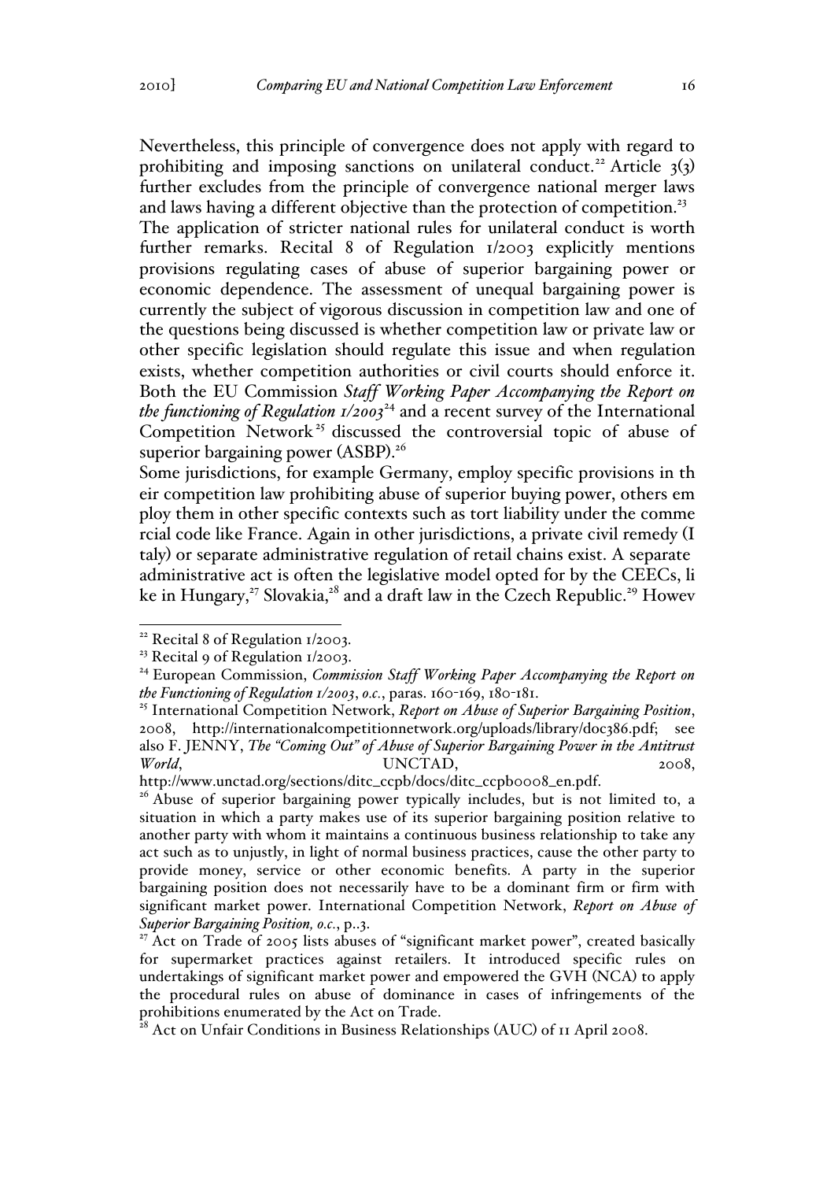Nevertheless, this principle of convergence does not apply with regard to prohibiting and imposing sanctions on unilateral conduct.[22] Article 3(3) further excludes from the principle of convergence national merger laws and laws having a different objective than the protection of competition.[23]

The application of stricter national rules for unilateral conduct is worth further remarks. Recital 8 of Regulation 1/2003 explicitly mentions provisions regulating cases of abuse of superior bargaining power or economic dependence. The assessment of unequal bargaining power is currently the subject of vigorous discussion in competition law and one of the questions being discussed is whether competition law or private law or other specific legislation should regulate this issue and when regulation exists, whether competition authorities or civil courts should enforce it. Both the EU Commission *Staff Working Paper Accompanying the Report on the functioning of Regulation 1/2003*[24] and a recent survey of the International Competition Network[25] discussed the controversial topic of abuse of superior bargaining power (ASBP).[26]

Some jurisdictions, for example Germany, employ specific provisions in their competition law prohibiting abuse of superior buying power, others employ them in other specific contexts such as tort liability under the commercial code like France. Again in other jurisdictions, a private civil remedy (Italy) or separate administrative regulation of retail chains exist. A separate administrative act is often the legislative model opted for by the CEECs, like in Hungary,[27] Slovakia,[28] and a draft law in the Czech Republic.[29] Howev

---

[22] Recital 8 of Regulation 1/2003.

[23] Recital 9 of Regulation 1/2003.

[24] European Commission, *Commission Staff Working Paper Accompanying the Report on the Functioning of Regulation 1/2003*, *o.c.*, paras. 160-169, 180-181.

[25] International Competition Network, *Report on Abuse of Superior Bargaining Position*, 2008, http://internationalcompetitionnetwork.org/uploads/library/doc386.pdf; see also F. JENNY, *The "Coming Out" of Abuse of Superior Bargaining Power in the Antitrust World*, UNCTAD, 2008, http://www.unctad.org/sections/ditc_ccpb/docs/ditc_ccpb0008_en.pdf.

[26] Abuse of superior bargaining power typically includes, but is not limited to, a situation in which a party makes use of its superior bargaining position relative to another party with whom it maintains a continuous business relationship to take any act such as to unjustly, in light of normal business practices, cause the other party to provide money, service or other economic benefits. A party in the superior bargaining position does not necessarily have to be a dominant firm or firm with significant market power. International Competition Network, *Report on Abuse of Superior Bargaining Position, o.c.*, p..3.

[27] Act on Trade of 2005 lists abuses of "significant market power", created basically for supermarket practices against retailers. It introduced specific rules on undertakings of significant market power and empowered the GVH (NCA) to apply the procedural rules on abuse of dominance in cases of infringements of the prohibitions enumerated by the Act on Trade.

[28] Act on Unfair Conditions in Business Relationships (AUC) of 11 April 2008.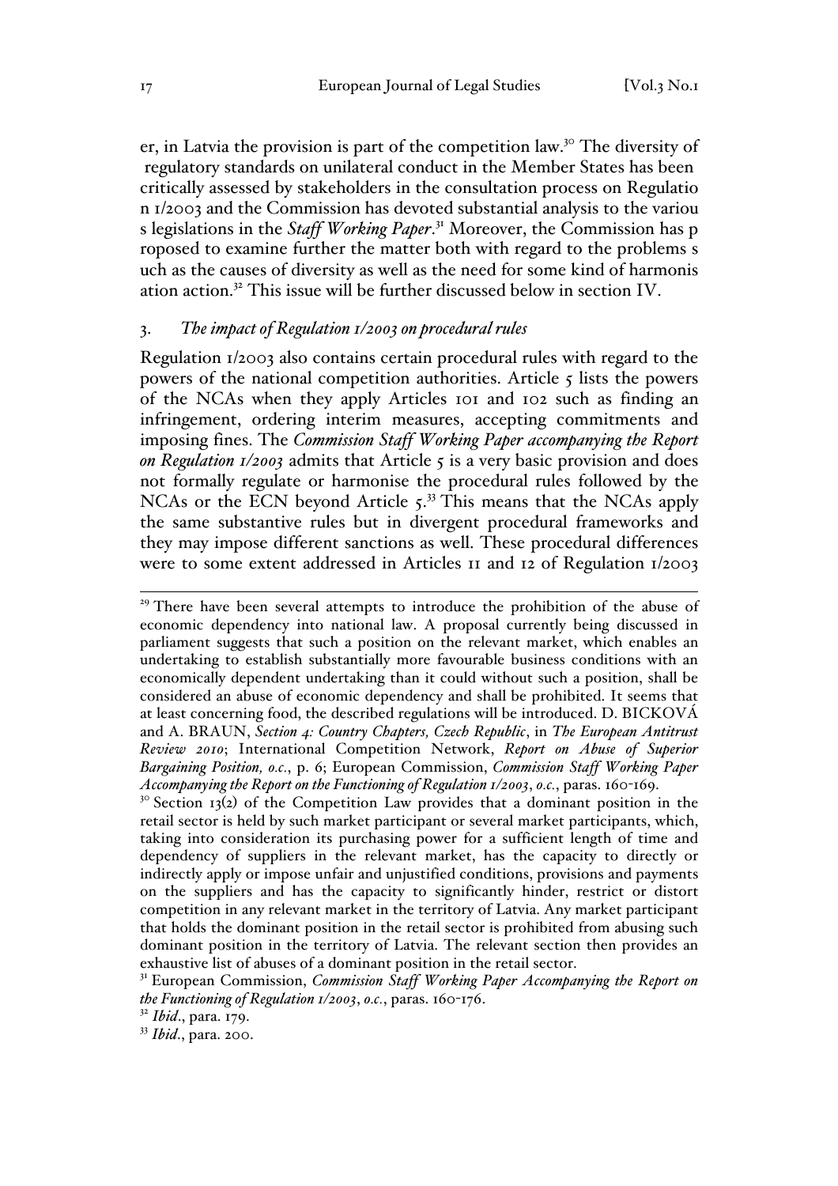er, in Latvia the provision is part of the competition law.[30] The diversity of regulatory standards on unilateral conduct in the Member States has been critically assessed by stakeholders in the consultation process on Regulation 1/2003 and the Commission has devoted substantial analysis to the various legislations in the *Staff Working Paper*.[31] Moreover, the Commission has proposed to examine further the matter both with regard to the problems such as the causes of diversity as well as the need for some kind of harmonisation action.[32] This issue will be further discussed below in section IV.

### 3. *The impact of Regulation 1/2003 on procedural rules*

Regulation 1/2003 also contains certain procedural rules with regard to the powers of the national competition authorities. Article 5 lists the powers of the NCAs when they apply Articles 101 and 102 such as finding an infringement, ordering interim measures, accepting commitments and imposing fines. The *Commission Staff Working Paper accompanying the Report on Regulation 1/2003* admits that Article 5 is a very basic provision and does not formally regulate or harmonise the procedural rules followed by the NCAs or the ECN beyond Article 5.[33] This means that the NCAs apply the same substantive rules but in divergent procedural frameworks and they may impose different sanctions as well. These procedural differences were to some extent addressed in Articles 11 and 12 of Regulation 1/2003

---

[29] There have been several attempts to introduce the prohibition of the abuse of economic dependency into national law. A proposal currently being discussed in parliament suggests that such a position on the relevant market, which enables an undertaking to establish substantially more favourable business conditions with an economically dependent undertaking than it could without such a position, shall be considered an abuse of economic dependency and shall be prohibited. It seems that at least concerning food, the described regulations will be introduced. D. BICKOVÁ and A. BRAUN, *Section 4: Country Chapters, Czech Republic*, in *The European Antitrust Review 2010*; International Competition Network, *Report on Abuse of Superior Bargaining Position, o.c.*, p. 6; European Commission, *Commission Staff Working Paper Accompanying the Report on the Functioning of Regulation 1/2003*, *o.c.*, paras. 160-169.

[30] Section 13(2) of the Competition Law provides that a dominant position in the retail sector is held by such market participant or several market participants, which, taking into consideration its purchasing power for a sufficient length of time and dependency of suppliers in the relevant market, has the capacity to directly or indirectly apply or impose unfair and unjustified conditions, provisions and payments on the suppliers and has the capacity to significantly hinder, restrict or distort competition in any relevant market in the territory of Latvia. Any market participant that holds the dominant position in the retail sector is prohibited from abusing such dominant position in the territory of Latvia. The relevant section then provides an exhaustive list of abuses of a dominant position in the retail sector.

[31] European Commission, *Commission Staff Working Paper Accompanying the Report on the Functioning of Regulation 1/2003*, *o.c.*, paras. 160-176.

[32] *Ibid*., para. 179.

[33] *Ibid*., para. 200.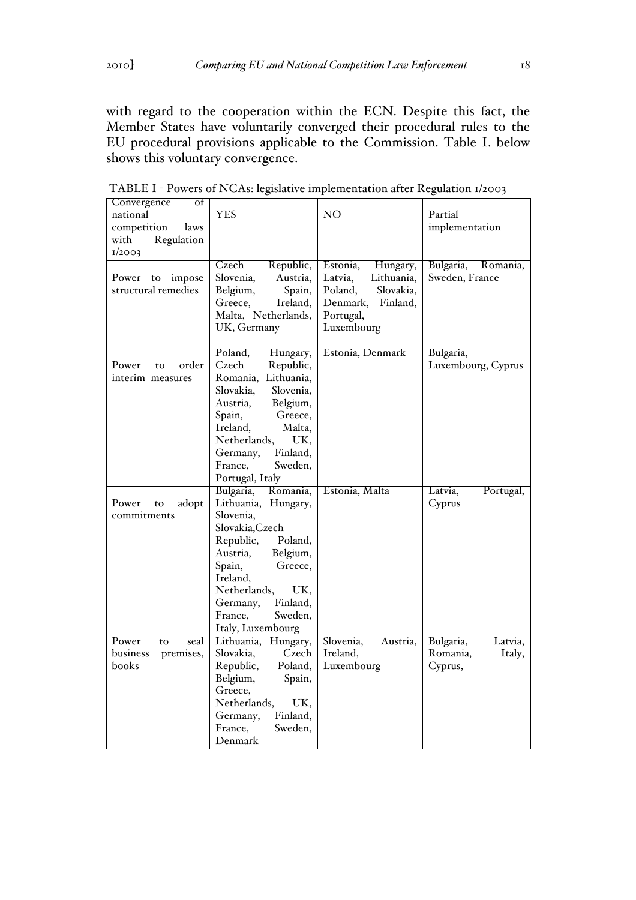with regard to the cooperation within the ECN. Despite this fact, the Member States have voluntarily converged their procedural rules to the EU procedural provisions applicable to the Commission. Table I. below shows this voluntary convergence.

TABLE I - Powers of NCAs: legislative implementation after Regulation 1/2003

| Convergence of national competition laws with Regulation 1/2003 | YES | NO | Partial implementation |
| --- | --- | --- | --- |
| Power to impose structural remedies | Czech Republic, Slovenia, Austria, Belgium, Spain, Greece, Ireland, Malta, Netherlands, UK, Germany | Estonia, Hungary, Latvia, Lithuania, Poland, Slovakia, Denmark, Finland, Portugal, Luxembourg | Bulgaria, Romania, Sweden, France |
| Power to order interim measures | Poland, Hungary, Czech Republic, Romania, Lithuania, Slovakia, Slovenia, Austria, Belgium, Spain, Greece, Ireland, Malta, Netherlands, UK, Germany, Finland, France, Sweden, Portugal, Italy | Estonia, Denmark | Bulgaria, Luxembourg, Cyprus |
| Power to adopt commitments | Bulgaria, Romania, Lithuania, Hungary, Slovenia, Slovakia,Czech Republic, Poland, Austria, Belgium, Spain, Greece, Ireland, Netherlands, UK, Germany, Finland, France, Sweden, Italy, Luxembourg | Estonia, Malta | Latvia, Portugal, Cyprus |
| Power to seal business premises, books | Lithuania, Hungary, Slovakia, Czech Republic, Poland, Belgium, Spain, Greece, Netherlands, UK, Germany, Finland, France, Sweden, Denmark | Slovenia, Austria, Ireland, Luxembourg | Bulgaria, Latvia, Romania, Italy, Cyprus, |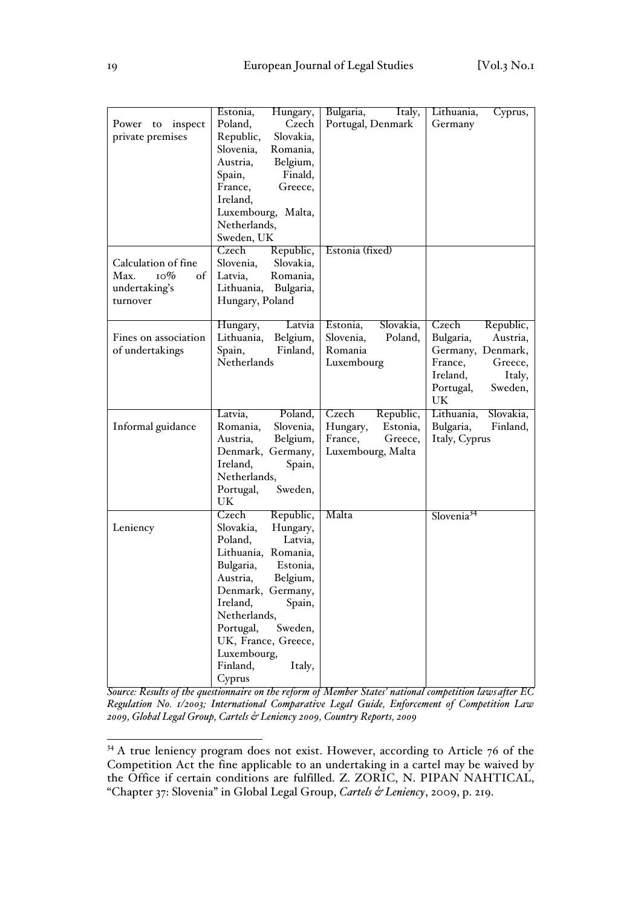| | | | |
|---|---|---|---|
| Power to inspect private premises | Estonia, Hungary, Poland, Czech Republic, Slovakia, Slovenia, Romania, Austria, Belgium, Spain, Finald, France, Greece, Ireland, Luxembourg, Malta, Netherlands, Sweden, UK | Bulgaria, Italy, Portugal, Denmark | Lithuania, Cyprus, Germany |
| Calculation of fine Max. 10% of undertaking's turnover | Czech Republic, Slovenia, Slovakia, Latvia, Romania, Lithuania, Bulgaria, Hungary, Poland | Estonia (fixed) | |
| Fines on association of undertakings | Hungary, Latvia Lithuania, Belgium, Spain, Finland, Netherlands | Estonia, Slovakia, Slovenia, Poland, Romania Luxembourg | Czech Republic, Bulgaria, Austria, Germany, Denmark, France, Greece, Ireland, Italy, Portugal, Sweden, UK |
| Informal guidance | Latvia, Poland, Romania, Slovenia, Austria, Belgium, Denmark, Germany, Ireland, Spain, Netherlands, Portugal, Sweden, UK | Czech Republic, Hungary, Estonia, France, Greece, Luxembourg, Malta | Lithuania, Slovakia, Bulgaria, Finland, Italy, Cyprus |
| Leniency | Czech Republic, Slovakia, Hungary, Poland, Latvia, Lithuania, Romania, Bulgaria, Estonia, Austria, Belgium, Denmark, Germany, Ireland, Spain, Netherlands, Portugal, Sweden, UK, France, Greece, Luxembourg, Finland, Italy, Cyprus | Malta | Slovenia[34] |

*Source: Results of the questionnaire on the reform of Member States' national competition laws after EC Regulation No. 1/2003; International Comparative Legal Guide, Enforcement of Competition Law 2009, Global Legal Group, Cartels & Leniency 2009, Country Reports, 2009*

[34] A true leniency program does not exist. However, according to Article 76 of the Competition Act the fine applicable to an undertaking in a cartel may be waived by the Office if certain conditions are fulfilled. Z. ZORIC, N. PIPAN NAHTICAL, "Chapter 37: Slovenia" in Global Legal Group, *Cartels & Leniency*, 2009, p. 219.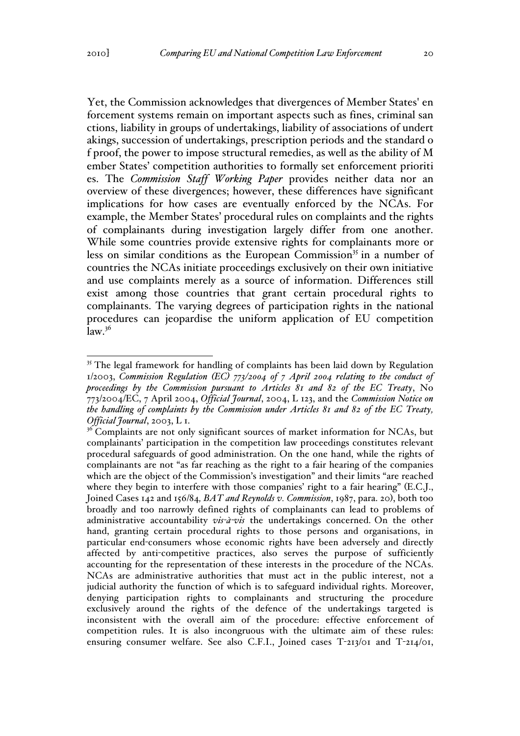Yet, the Commission acknowledges that divergences of Member States' en forcement systems remain on important aspects such as fines, criminal san ctions, liability in groups of undertakings, liability of associations of undert akings, succession of undertakings, prescription periods and the standard o f proof, the power to impose structural remedies, as well as the ability of M ember States' competition authorities to formally set enforcement prioriti es. The *Commission Staff Working Paper* provides neither data nor an overview of these divergences; however, these differences have significant implications for how cases are eventually enforced by the NCAs. For example, the Member States' procedural rules on complaints and the rights of complainants during investigation largely differ from one another. While some countries provide extensive rights for complainants more or less on similar conditions as the European Commission[35] in a number of countries the NCAs initiate proceedings exclusively on their own initiative and use complaints merely as a source of information. Differences still exist among those countries that grant certain procedural rights to complainants. The varying degrees of participation rights in the national procedures can jeopardise the uniform application of EU competition law.[36]

---

[35] The legal framework for handling of complaints has been laid down by Regulation 1/2003, *Commission Regulation (EC) 773/2004 of 7 April 2004 relating to the conduct of proceedings by the Commission pursuant to Articles 81 and 82 of the EC Treaty*, No 773/2004/EC, 7 April 2004, *Official Journal*, 2004, L 123, and the *Commission Notice on the handling of complaints by the Commission under Articles 81 and 82 of the EC Treaty, Official Journal*, 2003, L 1.

[36] Complaints are not only significant sources of market information for NCAs, but complainants' participation in the competition law proceedings constitutes relevant procedural safeguards of good administration. On the one hand, while the rights of complainants are not "as far reaching as the right to a fair hearing of the companies which are the object of the Commission's investigation" and their limits "are reached where they begin to interfere with those companies' right to a fair hearing" (E.C.J., Joined Cases 142 and 156/84*, BAT and Reynolds v. Commission*, 1987, para. 20), both too broadly and too narrowly defined rights of complainants can lead to problems of administrative accountability *vis-à-vis* the undertakings concerned. On the other hand, granting certain procedural rights to those persons and organisations, in particular end-consumers whose economic rights have been adversely and directly affected by anti-competitive practices, also serves the purpose of sufficiently accounting for the representation of these interests in the procedure of the NCAs. NCAs are administrative authorities that must act in the public interest, not a judicial authority the function of which is to safeguard individual rights. Moreover, denying participation rights to complainants and structuring the procedure exclusively around the rights of the defence of the undertakings targeted is inconsistent with the overall aim of the procedure: effective enforcement of competition rules. It is also incongruous with the ultimate aim of these rules: ensuring consumer welfare. See also C.F.I., Joined cases T-213/01 and T-214/01,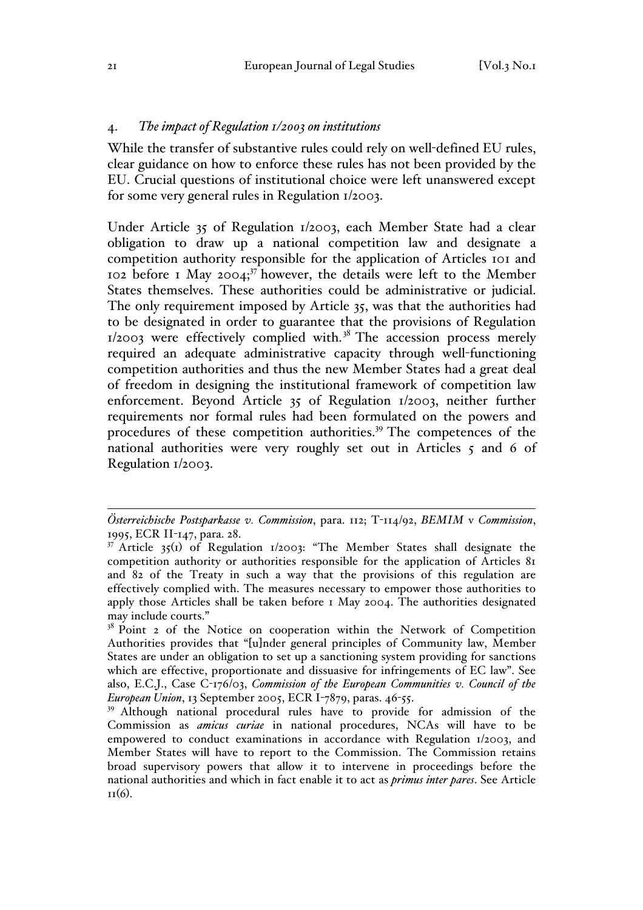## 4. *The impact of Regulation 1/2003 on institutions*

While the transfer of substantive rules could rely on well-defined EU rules, clear guidance on how to enforce these rules has not been provided by the EU. Crucial questions of institutional choice were left unanswered except for some very general rules in Regulation 1/2003.

Under Article 35 of Regulation 1/2003, each Member State had a clear obligation to draw up a national competition law and designate a competition authority responsible for the application of Articles 101 and 102 before 1 May 2004;[37] however, the details were left to the Member States themselves. These authorities could be administrative or judicial. The only requirement imposed by Article 35, was that the authorities had to be designated in order to guarantee that the provisions of Regulation 1/2003 were effectively complied with.[38] The accession process merely required an adequate administrative capacity through well-functioning competition authorities and thus the new Member States had a great deal of freedom in designing the institutional framework of competition law enforcement. Beyond Article 35 of Regulation 1/2003, neither further requirements nor formal rules had been formulated on the powers and procedures of these competition authorities.[39] The competences of the national authorities were very roughly set out in Articles 5 and 6 of Regulation 1/2003.

---

*Österreichische Postsparkasse v. Commission*, para. 112; T-114/92, *BEMIM* v *Commission*, 1995, ECR II-147, para. 28.

[37] Article 35(1) of Regulation 1/2003: "The Member States shall designate the competition authority or authorities responsible for the application of Articles 81 and 82 of the Treaty in such a way that the provisions of this regulation are effectively complied with. The measures necessary to empower those authorities to apply those Articles shall be taken before 1 May 2004. The authorities designated may include courts."

[38] Point 2 of the Notice on cooperation within the Network of Competition Authorities provides that "[u]nder general principles of Community law, Member States are under an obligation to set up a sanctioning system providing for sanctions which are effective, proportionate and dissuasive for infringements of EC law". See also, E.C.J., Case C-176/03, *Commission of the European Communities v. Council of the European Union*, 13 September 2005, ECR I-7879, paras. 46-55.

[39] Although national procedural rules have to provide for admission of the Commission as *amicus curiae* in national procedures, NCAs will have to be empowered to conduct examinations in accordance with Regulation 1/2003, and Member States will have to report to the Commission. The Commission retains broad supervisory powers that allow it to intervene in proceedings before the national authorities and which in fact enable it to act as *primus inter pares*. See Article 11(6).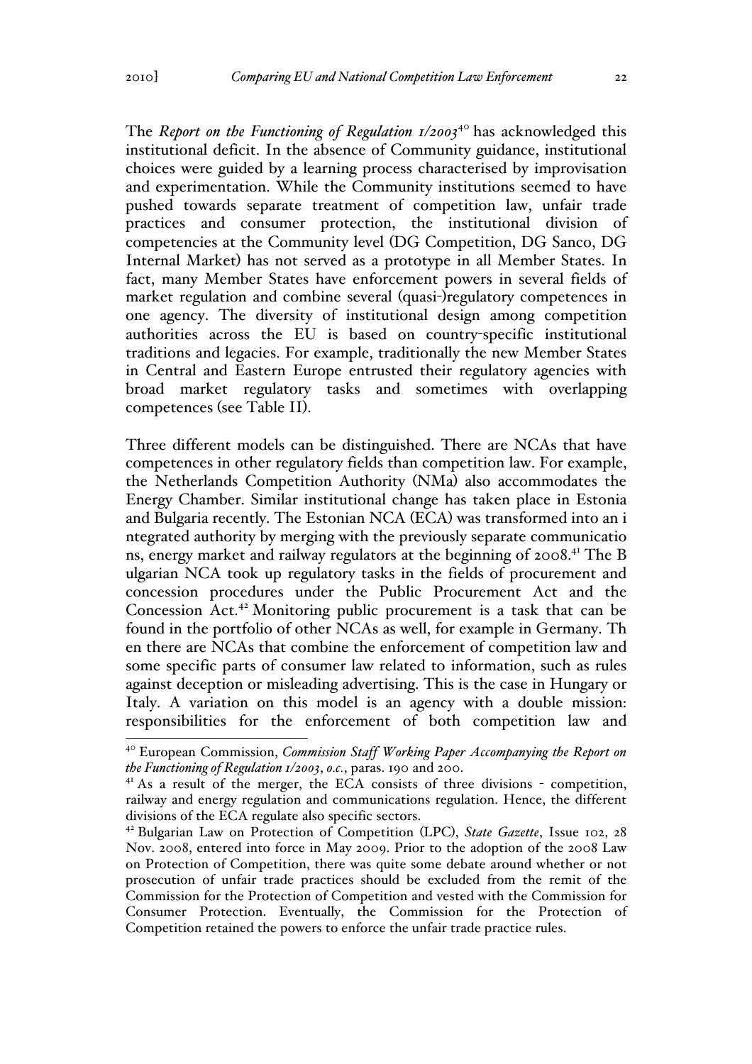The *Report on the Functioning of Regulation 1/2003*[40] has acknowledged this institutional deficit. In the absence of Community guidance, institutional choices were guided by a learning process characterised by improvisation and experimentation. While the Community institutions seemed to have pushed towards separate treatment of competition law, unfair trade practices and consumer protection, the institutional division of competencies at the Community level (DG Competition, DG Sanco, DG Internal Market) has not served as a prototype in all Member States. In fact, many Member States have enforcement powers in several fields of market regulation and combine several (quasi-)regulatory competences in one agency. The diversity of institutional design among competition authorities across the EU is based on country-specific institutional traditions and legacies. For example, traditionally the new Member States in Central and Eastern Europe entrusted their regulatory agencies with broad market regulatory tasks and sometimes with overlapping competences (see Table II).

Three different models can be distinguished. There are NCAs that have competences in other regulatory fields than competition law. For example, the Netherlands Competition Authority (NMa) also accommodates the Energy Chamber. Similar institutional change has taken place in Estonia and Bulgaria recently. The Estonian NCA (ECA) was transformed into an integrated authority by merging with the previously separate communications, energy market and railway regulators at the beginning of 2008.[41] The Bulgarian NCA took up regulatory tasks in the fields of procurement and concession procedures under the Public Procurement Act and the Concession Act.[42] Monitoring public procurement is a task that can be found in the portfolio of other NCAs as well, for example in Germany. Then there are NCAs that combine the enforcement of competition law and some specific parts of consumer law related to information, such as rules against deception or misleading advertising. This is the case in Hungary or Italy. A variation on this model is an agency with a double mission: responsibilities for the enforcement of both competition law and

---

[40] European Commission, *Commission Staff Working Paper Accompanying the Report on the Functioning of Regulation 1/2003*, *o.c.*, paras. 190 and 200.

[41] As a result of the merger, the ECA consists of three divisions - competition, railway and energy regulation and communications regulation. Hence, the different divisions of the ECA regulate also specific sectors.

[42] Bulgarian Law on Protection of Competition (LPC), *State Gazette*, Issue 102, 28 Nov. 2008, entered into force in May 2009. Prior to the adoption of the 2008 Law on Protection of Competition, there was quite some debate around whether or not prosecution of unfair trade practices should be excluded from the remit of the Commission for the Protection of Competition and vested with the Commission for Consumer Protection. Eventually, the Commission for the Protection of Competition retained the powers to enforce the unfair trade practice rules.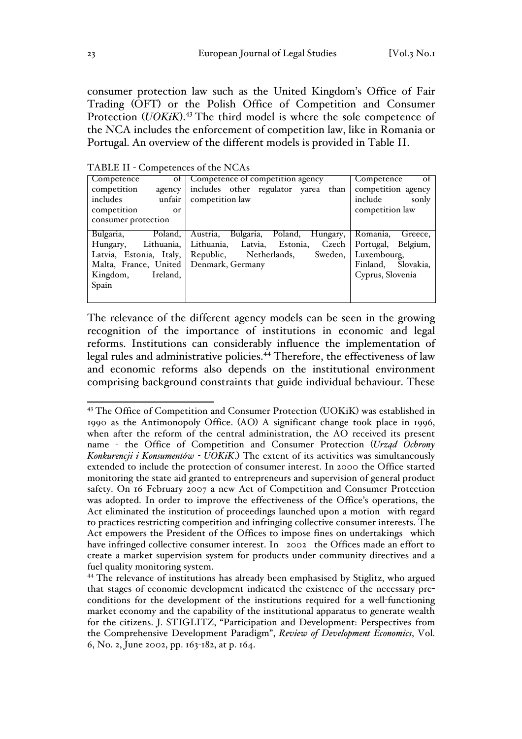consumer protection law such as the United Kingdom's Office of Fair Trading (OFT) or the Polish Office of Competition and Consumer Protection (*UOKiK*).[43] The third model is where the sole competence of the NCA includes the enforcement of competition law, like in Romania or Portugal. An overview of the different models is provided in Table II.

TABLE II - Competences of the NCAs

| Competence of competition agency includes unfair competition or consumer protection | Competence of competition agency includes other regulator yarea than competition law | Competence of competition agency include sonly competition law |
|---|---|---|
| Bulgaria, Poland, Hungary, Lithuania, Latvia, Estonia, Italy, Malta, France, United Kingdom, Ireland, Spain | Austria, Bulgaria, Poland, Hungary, Lithuania, Latvia, Estonia, Czech Republic, Netherlands, Sweden, Denmark, Germany | Romania, Greece, Portugal, Belgium, Luxembourg, Finland, Slovakia, Cyprus, Slovenia |

The relevance of the different agency models can be seen in the growing recognition of the importance of institutions in economic and legal reforms. Institutions can considerably influence the implementation of legal rules and administrative policies.[44] Therefore, the effectiveness of law and economic reforms also depends on the institutional environment comprising background constraints that guide individual behaviour. These

---

[43] The Office of Competition and Consumer Protection (UOKiK) was established in 1990 as the Antimonopoly Office. (AO) A significant change took place in 1996, when after the reform of the central administration, the AO received its present name - the Office of Competition and Consumer Protection (*Urząd Ochrony Konkurencji i Konsumentów - UOKiK*.) The extent of its activities was simultaneously extended to include the protection of consumer interest. In 2000 the Office started monitoring the state aid granted to entrepreneurs and supervision of general product safety. On 16 February 2007 a new Act of Competition and Consumer Protection was adopted. In order to improve the effectiveness of the Office's operations, the Act eliminated the institution of proceedings launched upon a motion with regard to practices restricting competition and infringing collective consumer interests. The Act empowers the President of the Offices to impose fines on undertakings which have infringed collective consumer interest. In 2002 the Offices made an effort to create a market supervision system for products under community directives and a fuel quality monitoring system.

[44] The relevance of institutions has already been emphasised by Stiglitz, who argued that stages of economic development indicated the existence of the necessary pre-conditions for the development of the institutions required for a well-functioning market economy and the capability of the institutional apparatus to generate wealth for the citizens. J. STIGLITZ, "Participation and Development: Perspectives from the Comprehensive Development Paradigm", *Review of Development Economics*, Vol. 6, No. 2, June 2002, pp. 163-182, at p. 164.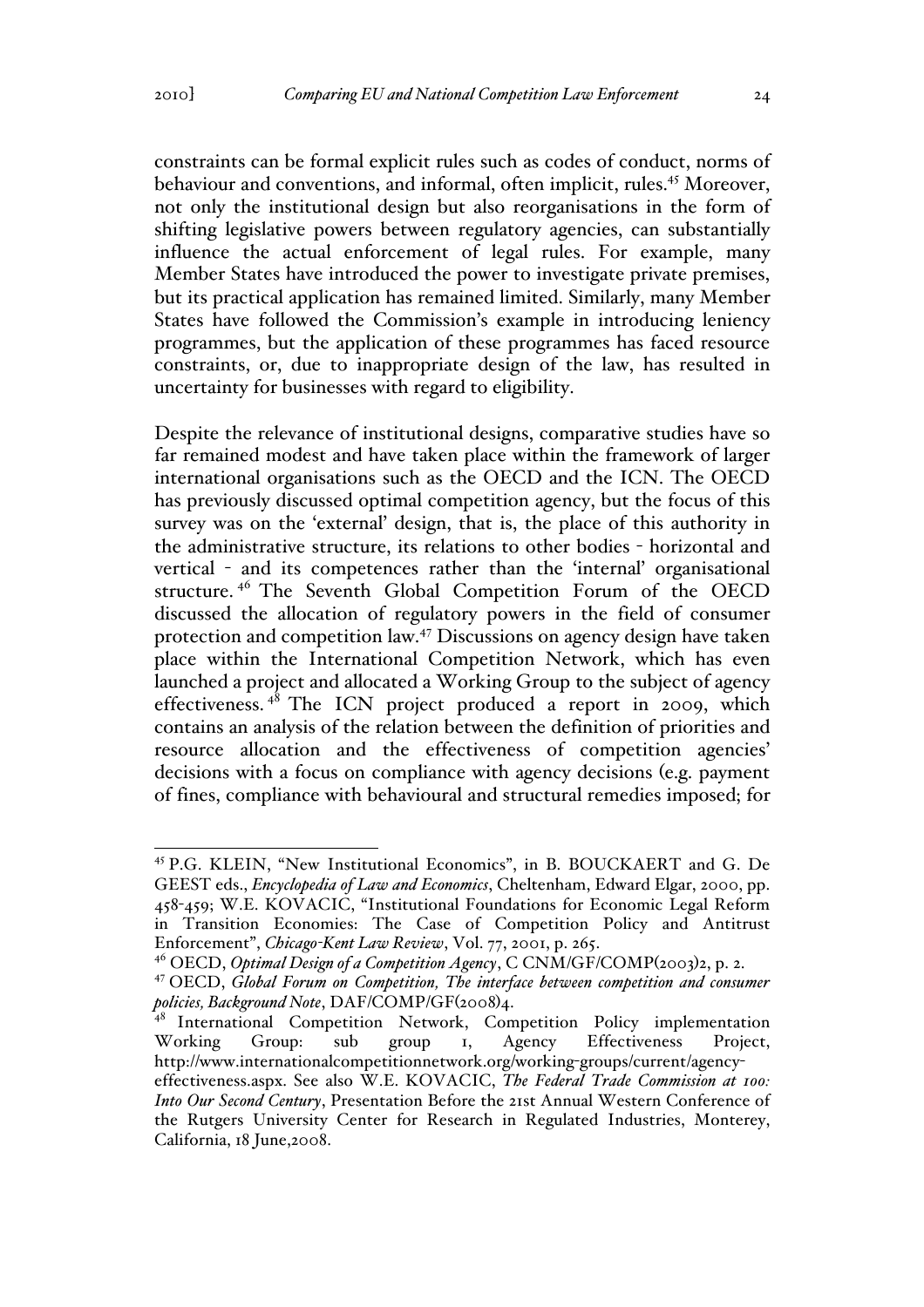constraints can be formal explicit rules such as codes of conduct, norms of behaviour and conventions, and informal, often implicit, rules.[45] Moreover, not only the institutional design but also reorganisations in the form of shifting legislative powers between regulatory agencies, can substantially influence the actual enforcement of legal rules. For example, many Member States have introduced the power to investigate private premises, but its practical application has remained limited. Similarly, many Member States have followed the Commission's example in introducing leniency programmes, but the application of these programmes has faced resource constraints, or, due to inappropriate design of the law, has resulted in uncertainty for businesses with regard to eligibility.

Despite the relevance of institutional designs, comparative studies have so far remained modest and have taken place within the framework of larger international organisations such as the OECD and the ICN. The OECD has previously discussed optimal competition agency, but the focus of this survey was on the 'external' design, that is, the place of this authority in the administrative structure, its relations to other bodies - horizontal and vertical - and its competences rather than the 'internal' organisational structure.[46] The Seventh Global Competition Forum of the OECD discussed the allocation of regulatory powers in the field of consumer protection and competition law.[47] Discussions on agency design have taken place within the International Competition Network, which has even launched a project and allocated a Working Group to the subject of agency effectiveness.[48] The ICN project produced a report in 2009, which contains an analysis of the relation between the definition of priorities and resource allocation and the effectiveness of competition agencies' decisions with a focus on compliance with agency decisions (e.g. payment of fines, compliance with behavioural and structural remedies imposed; for

---

[45] P.G. KLEIN, "New Institutional Economics", in B. BOUCKAERT and G. De GEEST eds., *Encyclopedia of Law and Economics*, Cheltenham, Edward Elgar, 2000, pp. 458-459; W.E. KOVACIC, "Institutional Foundations for Economic Legal Reform in Transition Economies: The Case of Competition Policy and Antitrust Enforcement", *Chicago-Kent Law Review*, Vol. 77, 2001, p. 265.

[46] OECD, *Optimal Design of a Competition Agency*, C CNM/GF/COMP(2003)2, p. 2.

[47] OECD, *Global Forum on Competition, The interface between competition and consumer policies, Background Note*, DAF/COMP/GF(2008)4.

[48] International Competition Network, Competition Policy implementation Working Group: sub group 1, Agency Effectiveness Project, http://www.internationalcompetitionnetwork.org/working-groups/current/agency-effectiveness.aspx. See also W.E. KOVACIC, *The Federal Trade Commission at 100: Into Our Second Century*, Presentation Before the 21st Annual Western Conference of the Rutgers University Center for Research in Regulated Industries, Monterey, California, 18 June,2008.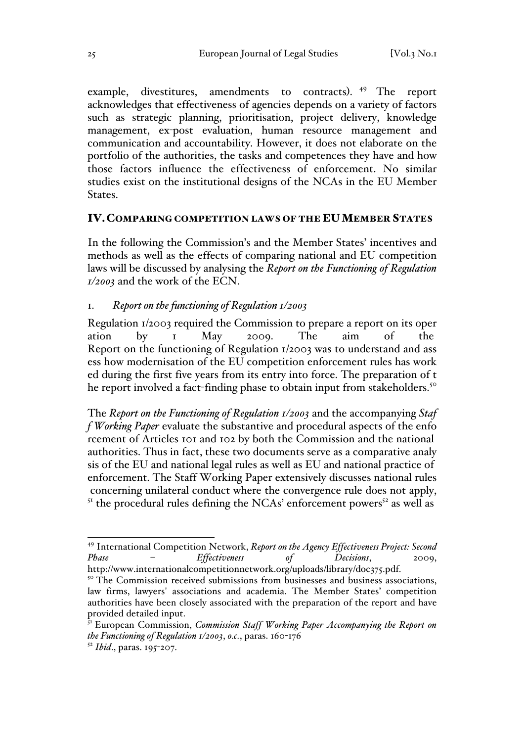example, divestitures, amendments to contracts).[49] The report acknowledges that effectiveness of agencies depends on a variety of factors such as strategic planning, prioritisation, project delivery, knowledge management, ex-post evaluation, human resource management and communication and accountability. However, it does not elaborate on the portfolio of the authorities, the tasks and competences they have and how those factors influence the effectiveness of enforcement. No similar studies exist on the institutional designs of the NCAs in the EU Member States.

## IV. COMPARING COMPETITION LAWS OF THE EU MEMBER STATES

In the following the Commission's and the Member States' incentives and methods as well as the effects of comparing national and EU competition laws will be discussed by analysing the *Report on the Functioning of Regulation 1/2003* and the work of the ECN.

### 1. *Report on the functioning of Regulation 1/2003*

Regulation 1/2003 required the Commission to prepare a report on its operation by 1 May 2009. The aim of the Report on the functioning of Regulation 1/2003 was to understand and assess how modernisation of the EU competition enforcement rules has worked during the first five years from its entry into force. The preparation of the report involved a fact-finding phase to obtain input from stakeholders.[50]

The *Report on the Functioning of Regulation 1/2003* and the accompanying *Staff Working Paper* evaluate the substantive and procedural aspects of the enforcement of Articles 101 and 102 by both the Commission and the national authorities. Thus in fact, these two documents serve as a comparative analysis of the EU and national legal rules as well as EU and national practice of enforcement. The Staff Working Paper extensively discusses national rules concerning unilateral conduct where the convergence rule does not apply,[51] the procedural rules defining the NCAs' enforcement powers[52] as well as

---

[49] International Competition Network, *Report on the Agency Effectiveness Project: Second Phase – Effectiveness of Decisions*, 2009, http://www.internationalcompetitionnetwork.org/uploads/library/doc375.pdf.

[50] The Commission received submissions from businesses and business associations, law firms, lawyers' associations and academia. The Member States' competition authorities have been closely associated with the preparation of the report and have provided detailed input.

[51] European Commission, *Commission Staff Working Paper Accompanying the Report on the Functioning of Regulation 1/2003*, *o.c.*, paras. 160-176

[52] *Ibid*., paras. 195-207.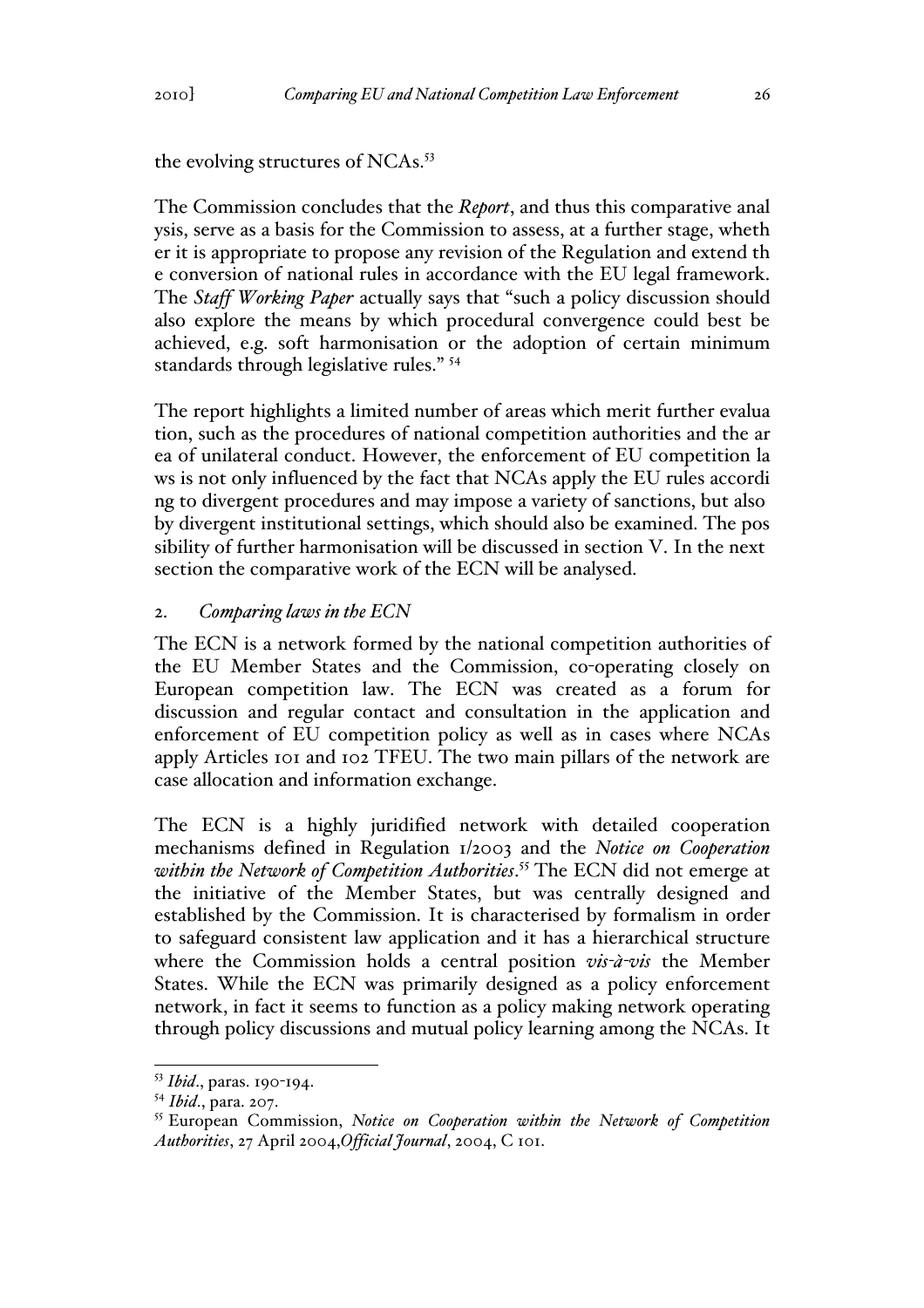the evolving structures of NCAs.[53]

The Commission concludes that the *Report*, and thus this comparative analysis, serve as a basis for the Commission to assess, at a further stage, whether it is appropriate to propose any revision of the Regulation and extend the conversion of national rules in accordance with the EU legal framework. The *Staff Working Paper* actually says that "such a policy discussion should also explore the means by which procedural convergence could best be achieved, e.g. soft harmonisation or the adoption of certain minimum standards through legislative rules." [54]

The report highlights a limited number of areas which merit further evaluation, such as the procedures of national competition authorities and the area of unilateral conduct. However, the enforcement of EU competition laws is not only influenced by the fact that NCAs apply the EU rules according to divergent procedures and may impose a variety of sanctions, but also by divergent institutional settings, which should also be examined. The possibility of further harmonisation will be discussed in section V. In the next section the comparative work of the ECN will be analysed.

## 2. *Comparing laws in the ECN*

The ECN is a network formed by the national competition authorities of the EU Member States and the Commission, co-operating closely on European competition law. The ECN was created as a forum for discussion and regular contact and consultation in the application and enforcement of EU competition policy as well as in cases where NCAs apply Articles 101 and 102 TFEU. The two main pillars of the network are case allocation and information exchange.

The ECN is a highly juridified network with detailed cooperation mechanisms defined in Regulation 1/2003 and the *Notice on Cooperation within the Network of Competition Authorities*.[55] The ECN did not emerge at the initiative of the Member States, but was centrally designed and established by the Commission. It is characterised by formalism in order to safeguard consistent law application and it has a hierarchical structure where the Commission holds a central position *vis-à-vis* the Member States. While the ECN was primarily designed as a policy enforcement network, in fact it seems to function as a policy making network operating through policy discussions and mutual policy learning among the NCAs. It

---

[53] *Ibid*., paras. 190-194.

[54] *Ibid*., para. 207.

[55] European Commission, *Notice on Cooperation within the Network of Competition Authorities*, 27 April 2004,*Official Journal*, 2004, C 101.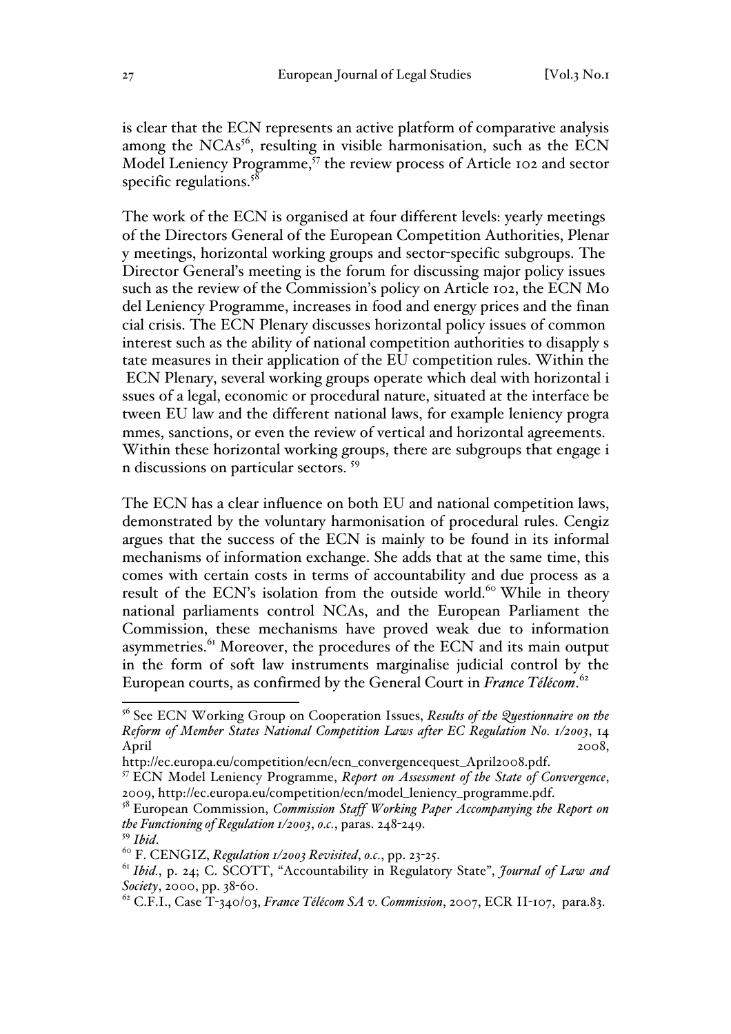is clear that the ECN represents an active platform of comparative analysis among the NCAs[56], resulting in visible harmonisation, such as the ECN Model Leniency Programme,[57] the review process of Article 102 and sector specific regulations.[58]

The work of the ECN is organised at four different levels: yearly meetings of the Directors General of the European Competition Authorities, Plenar y meetings, horizontal working groups and sector-specific subgroups. The Director General's meeting is the forum for discussing major policy issues such as the review of the Commission's policy on Article 102, the ECN Mo del Leniency Programme, increases in food and energy prices and the finan cial crisis. The ECN Plenary discusses horizontal policy issues of common interest such as the ability of national competition authorities to disapply s tate measures in their application of the EU competition rules. Within the ECN Plenary, several working groups operate which deal with horizontal i ssues of a legal, economic or procedural nature, situated at the interface be tween EU law and the different national laws, for example leniency progra mmes, sanctions, or even the review of vertical and horizontal agreements. Within these horizontal working groups, there are subgroups that engage i n discussions on particular sectors. [59]

The ECN has a clear influence on both EU and national competition laws, demonstrated by the voluntary harmonisation of procedural rules. Cengiz argues that the success of the ECN is mainly to be found in its informal mechanisms of information exchange. She adds that at the same time, this comes with certain costs in terms of accountability and due process as a result of the ECN's isolation from the outside world.[60] While in theory national parliaments control NCAs, and the European Parliament the Commission, these mechanisms have proved weak due to information asymmetries.[61] Moreover, the procedures of the ECN and its main output in the form of soft law instruments marginalise judicial control by the European courts, as confirmed by the General Court in *France Télécom*.[62]

---

[56] See ECN Working Group on Cooperation Issues, *Results of the Questionnaire on the Reform of Member States National Competition Laws after EC Regulation No. 1/2003*, 14 April 2008, http://ec.europa.eu/competition/ecn/ecn_convergencequest_April2008.pdf.

[57] ECN Model Leniency Programme, *Report on Assessment of the State of Convergence*, 2009, http://ec.europa.eu/competition/ecn/model_leniency_programme.pdf.

[58] European Commission, *Commission Staff Working Paper Accompanying the Report on the Functioning of Regulation 1/2003*, *o.c.*, paras. 248-249.

[59] *Ibid*.

[60] F. CENGIZ, *Regulation 1/2003 Revisited*, *o.c.*, pp. 23-25.

[61] *Ibid.*, p. 24; C. SCOTT, "Accountability in Regulatory State", *Journal of Law and Society*, 2000, pp. 38-60.

[62] C.F.I., Case T-340/03, *France Télécom SA v. Commission*, 2007, ECR II-107, para.83.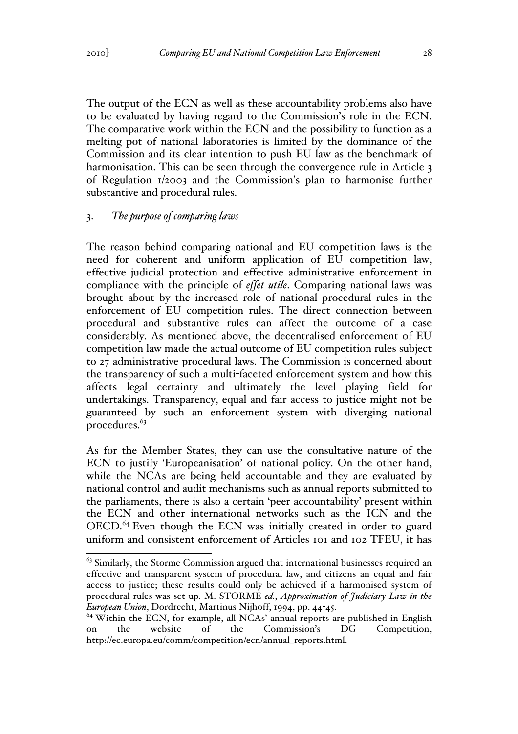The output of the ECN as well as these accountability problems also have to be evaluated by having regard to the Commission's role in the ECN. The comparative work within the ECN and the possibility to function as a melting pot of national laboratories is limited by the dominance of the Commission and its clear intention to push EU law as the benchmark of harmonisation. This can be seen through the convergence rule in Article 3 of Regulation 1/2003 and the Commission's plan to harmonise further substantive and procedural rules.

### 3. *The purpose of comparing laws*

The reason behind comparing national and EU competition laws is the need for coherent and uniform application of EU competition law, effective judicial protection and effective administrative enforcement in compliance with the principle of *effet utile*. Comparing national laws was brought about by the increased role of national procedural rules in the enforcement of EU competition rules. The direct connection between procedural and substantive rules can affect the outcome of a case considerably. As mentioned above, the decentralised enforcement of EU competition law made the actual outcome of EU competition rules subject to 27 administrative procedural laws. The Commission is concerned about the transparency of such a multi-faceted enforcement system and how this affects legal certainty and ultimately the level playing field for undertakings. Transparency, equal and fair access to justice might not be guaranteed by such an enforcement system with diverging national procedures.[63]

As for the Member States, they can use the consultative nature of the ECN to justify 'Europeanisation' of national policy. On the other hand, while the NCAs are being held accountable and they are evaluated by national control and audit mechanisms such as annual reports submitted to the parliaments, there is also a certain 'peer accountability' present within the ECN and other international networks such as the ICN and the OECD.[64] Even though the ECN was initially created in order to guard uniform and consistent enforcement of Articles 101 and 102 TFEU, it has

---

[63] Similarly, the Storme Commission argued that international businesses required an effective and transparent system of procedural law, and citizens an equal and fair access to justice; these results could only be achieved if a harmonised system of procedural rules was set up. M. STORME *ed.*, *Approximation of Judiciary Law in the European Union*, Dordrecht, Martinus Nijhoff, 1994, pp. 44-45.

[64] Within the ECN, for example, all NCAs' annual reports are published in English on the website of the Commission's DG Competition, http://ec.europa.eu/comm/competition/ecn/annual_reports.html.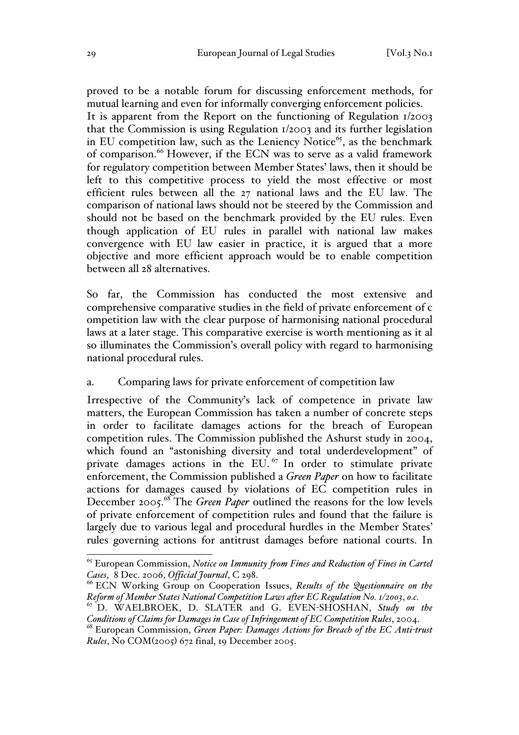proved to be a notable forum for discussing enforcement methods, for mutual learning and even for informally converging enforcement policies.

It is apparent from the Report on the functioning of Regulation 1/2003 that the Commission is using Regulation 1/2003 and its further legislation in EU competition law, such as the Leniency Notice[65], as the benchmark of comparison.[66] However, if the ECN was to serve as a valid framework for regulatory competition between Member States' laws, then it should be left to this competitive process to yield the most effective or most efficient rules between all the 27 national laws and the EU law. The comparison of national laws should not be steered by the Commission and should not be based on the benchmark provided by the EU rules. Even though application of EU rules in parallel with national law makes convergence with EU law easier in practice, it is argued that a more objective and more efficient approach would be to enable competition between all 28 alternatives.

So far, the Commission has conducted the most extensive and comprehensive comparative studies in the field of private enforcement of competition law with the clear purpose of harmonising national procedural laws at a later stage. This comparative exercise is worth mentioning as it also illuminates the Commission's overall policy with regard to harmonising national procedural rules.

### a. Comparing laws for private enforcement of competition law

Irrespective of the Community's lack of competence in private law matters, the European Commission has taken a number of concrete steps in order to facilitate damages actions for the breach of European competition rules. The Commission published the Ashurst study in 2004, which found an "astonishing diversity and total underdevelopment" of private damages actions in the EU.[67] In order to stimulate private enforcement, the Commission published a *Green Paper* on how to facilitate actions for damages caused by violations of EC competition rules in December 2005.[68] The *Green Paper* outlined the reasons for the low levels of private enforcement of competition rules and found that the failure is largely due to various legal and procedural hurdles in the Member States' rules governing actions for antitrust damages before national courts. In

---

[65] European Commission, *Notice on Immunity from Fines and Reduction of Fines in Cartel Cases*, 8 Dec. 2006, *Official Journal*, C 298.

[66] ECN Working Group on Cooperation Issues, *Results of the Questionnaire on the Reform of Member States National Competition Laws after EC Regulation No. 1/2003*, *o.c.*

[67] D. WAELBROEK, D. SLATER and G. EVEN-SHOSHAN, *Study on the Conditions of Claims for Damages in Case of Infringement of EC Competition Rules*, 2004.

[68] European Commission, *Green Paper: Damages Actions for Breach of the EC Anti-trust Rules*, No COM(2005) 672 final, 19 December 2005.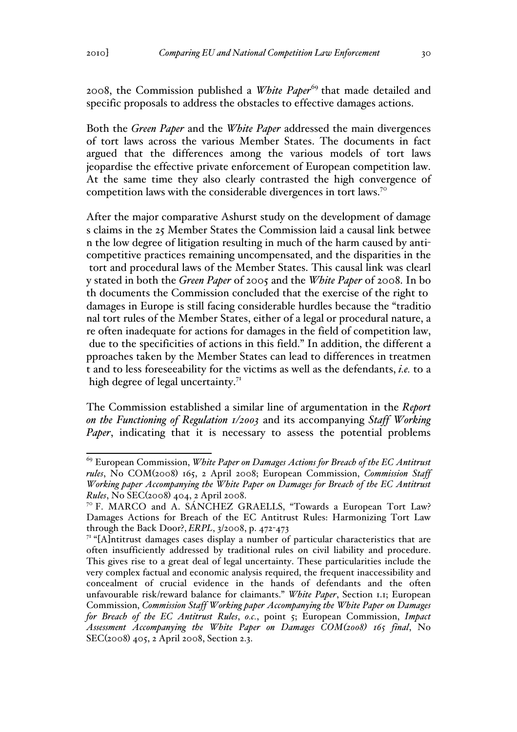2008, the Commission published a *White Paper*[69] that made detailed and specific proposals to address the obstacles to effective damages actions.

Both the *Green Paper* and the *White Paper* addressed the main divergences of tort laws across the various Member States. The documents in fact argued that the differences among the various models of tort laws jeopardise the effective private enforcement of European competition law. At the same time they also clearly contrasted the high convergence of competition laws with the considerable divergences in tort laws.[70]

After the major comparative Ashurst study on the development of damages claims in the 25 Member States the Commission laid a causal link between the low degree of litigation resulting in much of the harm caused by anti-competitive practices remaining uncompensated, and the disparities in the tort and procedural laws of the Member States. This causal link was clearly stated in both the *Green Paper* of 2005 and the *White Paper* of 2008. In both documents the Commission concluded that the exercise of the right to damages in Europe is still facing considerable hurdles because the "traditional tort rules of the Member States, either of a legal or procedural nature, are often inadequate for actions for damages in the field of competition law, due to the specificities of actions in this field." In addition, the different approaches taken by the Member States can lead to differences in treatment and to less foreseeability for the victims as well as the defendants, *i.e.* to a high degree of legal uncertainty.[71]

The Commission established a similar line of argumentation in the *Report on the Functioning of Regulation 1/2003* and its accompanying *Staff Working Paper*, indicating that it is necessary to assess the potential problems

---

[69] European Commission, *White Paper on Damages Actions for Breach of the EC Antitrust rules*, No COM(2008) 165, 2 April 2008; European Commission, *Commission Staff Working paper Accompanying the White Paper on Damages for Breach of the EC Antitrust Rules*, No SEC(2008) 404, 2 April 2008.

[70] F. MARCO and A. SÁNCHEZ GRAELLS, "Towards a European Tort Law? Damages Actions for Breach of the EC Antitrust Rules: Harmonizing Tort Law through the Back Door?, *ERPL*, 3/2008, p. 472-473

[71] "[A]ntitrust damages cases display a number of particular characteristics that are often insufficiently addressed by traditional rules on civil liability and procedure. This gives rise to a great deal of legal uncertainty. These particularities include the very complex factual and economic analysis required, the frequent inaccessibility and concealment of crucial evidence in the hands of defendants and the often unfavourable risk/reward balance for claimants." *White Paper*, Section 1.1; European Commission, *Commission Staff Working paper Accompanying the White Paper on Damages for Breach of the EC Antitrust Rules*, *o.c.*, point 5; European Commission, *Impact Assessment Accompanying the White Paper on Damages COM(2008) 165 final*, No SEC(2008) 405, 2 April 2008, Section 2.3.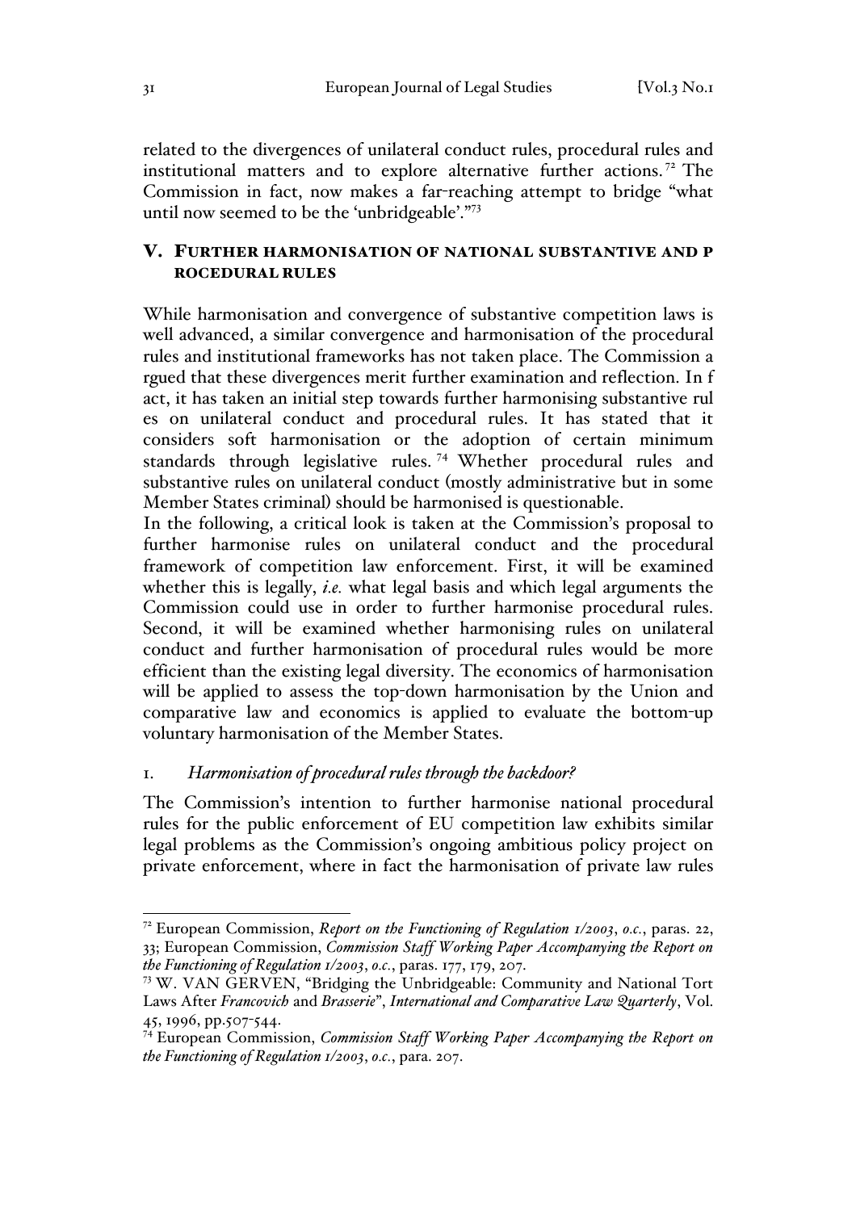related to the divergences of unilateral conduct rules, procedural rules and institutional matters and to explore alternative further actions.[72] The Commission in fact, now makes a far-reaching attempt to bridge "what until now seemed to be the 'unbridgeable'."[73]

## V. FURTHER HARMONISATION OF NATIONAL SUBSTANTIVE AND PROCEDURAL RULES

While harmonisation and convergence of substantive competition laws is well advanced, a similar convergence and harmonisation of the procedural rules and institutional frameworks has not taken place. The Commission argued that these divergences merit further examination and reflection. In fact, it has taken an initial step towards further harmonising substantive rules on unilateral conduct and procedural rules. It has stated that it considers soft harmonisation or the adoption of certain minimum standards through legislative rules.[74] Whether procedural rules and substantive rules on unilateral conduct (mostly administrative but in some Member States criminal) should be harmonised is questionable.

In the following, a critical look is taken at the Commission's proposal to further harmonise rules on unilateral conduct and the procedural framework of competition law enforcement. First, it will be examined whether this is legally, *i.e.* what legal basis and which legal arguments the Commission could use in order to further harmonise procedural rules. Second, it will be examined whether harmonising rules on unilateral conduct and further harmonisation of procedural rules would be more efficient than the existing legal diversity. The economics of harmonisation will be applied to assess the top-down harmonisation by the Union and comparative law and economics is applied to evaluate the bottom-up voluntary harmonisation of the Member States.

### 1. *Harmonisation of procedural rules through the backdoor?*

The Commission's intention to further harmonise national procedural rules for the public enforcement of EU competition law exhibits similar legal problems as the Commission's ongoing ambitious policy project on private enforcement, where in fact the harmonisation of private law rules

---

[72] European Commission, *Report on the Functioning of Regulation 1/2003*, *o.c.*, paras. 22, 33; European Commission, *Commission Staff Working Paper Accompanying the Report on the Functioning of Regulation 1/2003*, *o.c.*, paras. 177, 179, 207.

[73] W. VAN GERVEN, "Bridging the Unbridgeable: Community and National Tort Laws After *Francovich* and *Brasserie*", *International and Comparative Law Quarterly*, Vol. 45, 1996, pp.507-544.

[74] European Commission, *Commission Staff Working Paper Accompanying the Report on the Functioning of Regulation 1/2003*, *o.c.*, para. 207.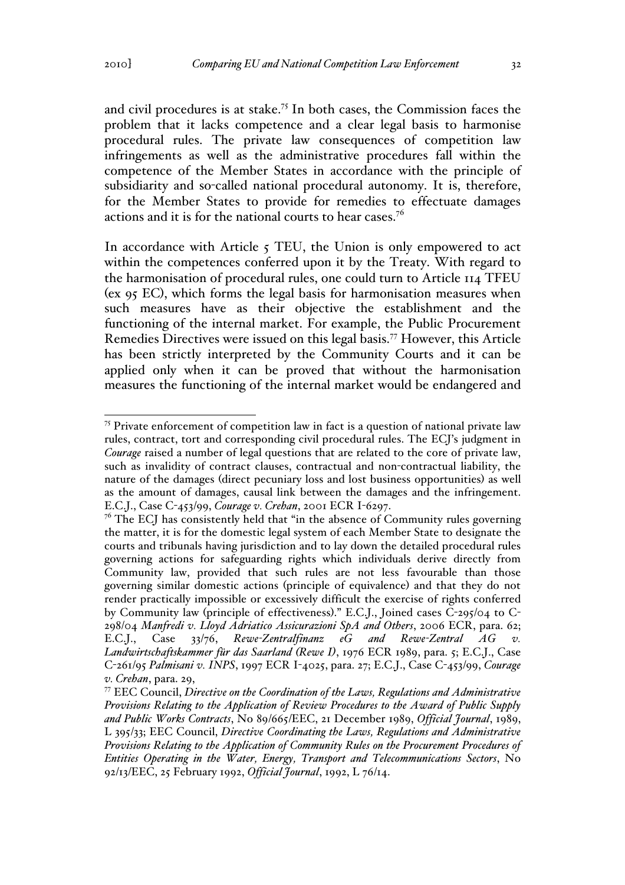and civil procedures is at stake.[75] In both cases, the Commission faces the problem that it lacks competence and a clear legal basis to harmonise procedural rules. The private law consequences of competition law infringements as well as the administrative procedures fall within the competence of the Member States in accordance with the principle of subsidiarity and so-called national procedural autonomy. It is, therefore, for the Member States to provide for remedies to effectuate damages actions and it is for the national courts to hear cases.[76]

In accordance with Article 5 TEU, the Union is only empowered to act within the competences conferred upon it by the Treaty. With regard to the harmonisation of procedural rules, one could turn to Article 114 TFEU (ex 95 EC), which forms the legal basis for harmonisation measures when such measures have as their objective the establishment and the functioning of the internal market. For example, the Public Procurement Remedies Directives were issued on this legal basis.[77] However, this Article has been strictly interpreted by the Community Courts and it can be applied only when it can be proved that without the harmonisation measures the functioning of the internal market would be endangered and

---

[75] Private enforcement of competition law in fact is a question of national private law rules, contract, tort and corresponding civil procedural rules. The ECJ's judgment in *Courage* raised a number of legal questions that are related to the core of private law, such as invalidity of contract clauses, contractual and non-contractual liability, the nature of the damages (direct pecuniary loss and lost business opportunities) as well as the amount of damages, causal link between the damages and the infringement. E.C.J., Case C-453/99, *Courage v. Crehan*, 2001 ECR I-6297.

[76] The ECJ has consistently held that "in the absence of Community rules governing the matter, it is for the domestic legal system of each Member State to designate the courts and tribunals having jurisdiction and to lay down the detailed procedural rules governing actions for safeguarding rights which individuals derive directly from Community law, provided that such rules are not less favourable than those governing similar domestic actions (principle of equivalence) and that they do not render practically impossible or excessively difficult the exercise of rights conferred by Community law (principle of effectiveness)." E.C.J., Joined cases C-295/04 to C-298/04 *Manfredi v. Lloyd Adriatico Assicurazioni SpA and Others*, 2006 ECR, para. 62; E.C.J., Case 33/76, *Rewe-Zentralfinanz eG and Rewe-Zentral AG v. Landwirtschaftskammer für das Saarland (Rewe I)*, 1976 ECR 1989, para. 5; E.C.J., Case C-261/95 *Palmisani v. INPS*, 1997 ECR I-4025, para. 27; E.C.J., Case C-453/99, *Courage v. Crehan*, para. 29,

[77] EEC Council, *Directive on the Coordination of the Laws, Regulations and Administrative Provisions Relating to the Application of Review Procedures to the Award of Public Supply and Public Works Contracts*, No 89/665/EEC, 21 December 1989, *Official Journal*, 1989, L 395/33; EEC Council, *Directive Coordinating the Laws, Regulations and Administrative Provisions Relating to the Application of Community Rules on the Procurement Procedures of Entities Operating in the Water, Energy, Transport and Telecommunications Sectors*, No 92/13/EEC, 25 February 1992, *Official Journal*, 1992, L 76/14.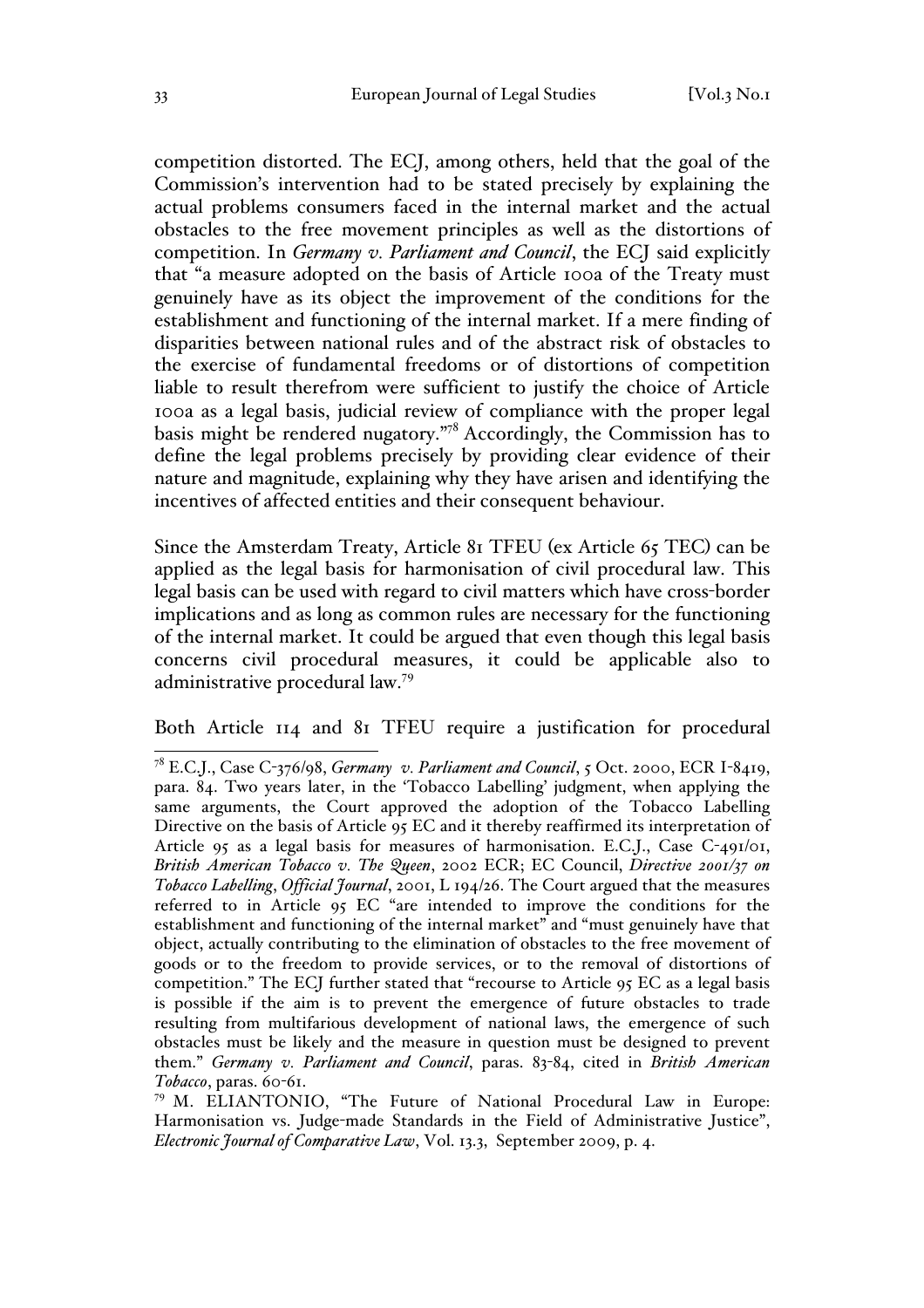competition distorted. The ECJ, among others, held that the goal of the Commission's intervention had to be stated precisely by explaining the actual problems consumers faced in the internal market and the actual obstacles to the free movement principles as well as the distortions of competition. In *Germany v. Parliament and Council*, the ECJ said explicitly that "a measure adopted on the basis of Article 100a of the Treaty must genuinely have as its object the improvement of the conditions for the establishment and functioning of the internal market. If a mere finding of disparities between national rules and of the abstract risk of obstacles to the exercise of fundamental freedoms or of distortions of competition liable to result therefrom were sufficient to justify the choice of Article 100a as a legal basis, judicial review of compliance with the proper legal basis might be rendered nugatory."[78] Accordingly, the Commission has to define the legal problems precisely by providing clear evidence of their nature and magnitude, explaining why they have arisen and identifying the incentives of affected entities and their consequent behaviour.

Since the Amsterdam Treaty, Article 81 TFEU (ex Article 65 TEC) can be applied as the legal basis for harmonisation of civil procedural law. This legal basis can be used with regard to civil matters which have cross-border implications and as long as common rules are necessary for the functioning of the internal market. It could be argued that even though this legal basis concerns civil procedural measures, it could be applicable also to administrative procedural law.[79]

Both Article 114 and 81 TFEU require a justification for procedural

---

[78] E.C.J., Case C-376/98, *Germany v. Parliament and Council*, 5 Oct. 2000, ECR I-8419, para. 84. Two years later, in the 'Tobacco Labelling' judgment, when applying the same arguments, the Court approved the adoption of the Tobacco Labelling Directive on the basis of Article 95 EC and it thereby reaffirmed its interpretation of Article 95 as a legal basis for measures of harmonisation. E.C.J., Case C-491/01, *British American Tobacco v. The Queen*, 2002 ECR; EC Council, *Directive 2001/37 on Tobacco Labelling*, *Official Journal*, 2001, L 194/26. The Court argued that the measures referred to in Article 95 EC "are intended to improve the conditions for the establishment and functioning of the internal market" and "must genuinely have that object, actually contributing to the elimination of obstacles to the free movement of goods or to the freedom to provide services, or to the removal of distortions of competition." The ECJ further stated that "recourse to Article 95 EC as a legal basis is possible if the aim is to prevent the emergence of future obstacles to trade resulting from multifarious development of national laws, the emergence of such obstacles must be likely and the measure in question must be designed to prevent them." *Germany v. Parliament and Council*, paras. 83-84, cited in *British American Tobacco*, paras. 60-61.

[79] M. ELIANTONIO, "The Future of National Procedural Law in Europe: Harmonisation vs. Judge-made Standards in the Field of Administrative Justice", *Electronic Journal of Comparative Law*, Vol. 13.3, September 2009, p. 4.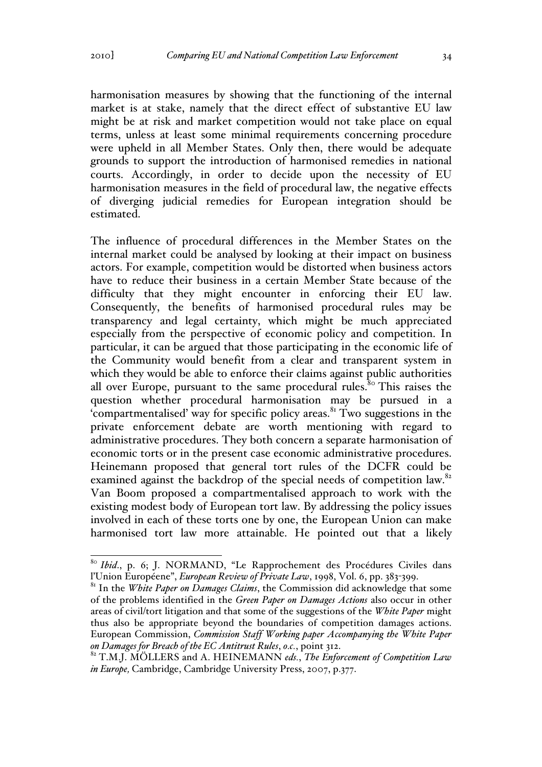harmonisation measures by showing that the functioning of the internal market is at stake, namely that the direct effect of substantive EU law might be at risk and market competition would not take place on equal terms, unless at least some minimal requirements concerning procedure were upheld in all Member States. Only then, there would be adequate grounds to support the introduction of harmonised remedies in national courts. Accordingly, in order to decide upon the necessity of EU harmonisation measures in the field of procedural law, the negative effects of diverging judicial remedies for European integration should be estimated.

The influence of procedural differences in the Member States on the internal market could be analysed by looking at their impact on business actors. For example, competition would be distorted when business actors have to reduce their business in a certain Member State because of the difficulty that they might encounter in enforcing their EU law. Consequently, the benefits of harmonised procedural rules may be transparency and legal certainty, which might be much appreciated especially from the perspective of economic policy and competition. In particular, it can be argued that those participating in the economic life of the Community would benefit from a clear and transparent system in which they would be able to enforce their claims against public authorities all over Europe, pursuant to the same procedural rules.[80] This raises the question whether procedural harmonisation may be pursued in a 'compartmentalised' way for specific policy areas.[81] Two suggestions in the private enforcement debate are worth mentioning with regard to administrative procedures. They both concern a separate harmonisation of economic torts or in the present case economic administrative procedures. Heinemann proposed that general tort rules of the DCFR could be examined against the backdrop of the special needs of competition law.[82] Van Boom proposed a compartmentalised approach to work with the existing modest body of European tort law. By addressing the policy issues involved in each of these torts one by one, the European Union can make harmonised tort law more attainable. He pointed out that a likely

---

[80] *Ibid.*, p. 6; J. NORMAND, "Le Rapprochement des Procédures Civiles dans l'Union Européene", *European Review of Private Law*, 1998, Vol. 6, pp. 383-399.

[81] In the *White Paper on Damages Claims*, the Commission did acknowledge that some of the problems identified in the *Green Paper on Damages Actions* also occur in other areas of civil/tort litigation and that some of the suggestions of the *White Paper* might thus also be appropriate beyond the boundaries of competition damages actions. European Commission, *Commission Staff Working paper Accompanying the White Paper on Damages for Breach of the EC Antitrust Rules*, *o.c.*, point 312.

[82] T.M.J. MÖLLERS and A. HEINEMANN *eds.*, *The Enforcement of Competition Law in Europe,* Cambridge, Cambridge University Press, 2007, p.377.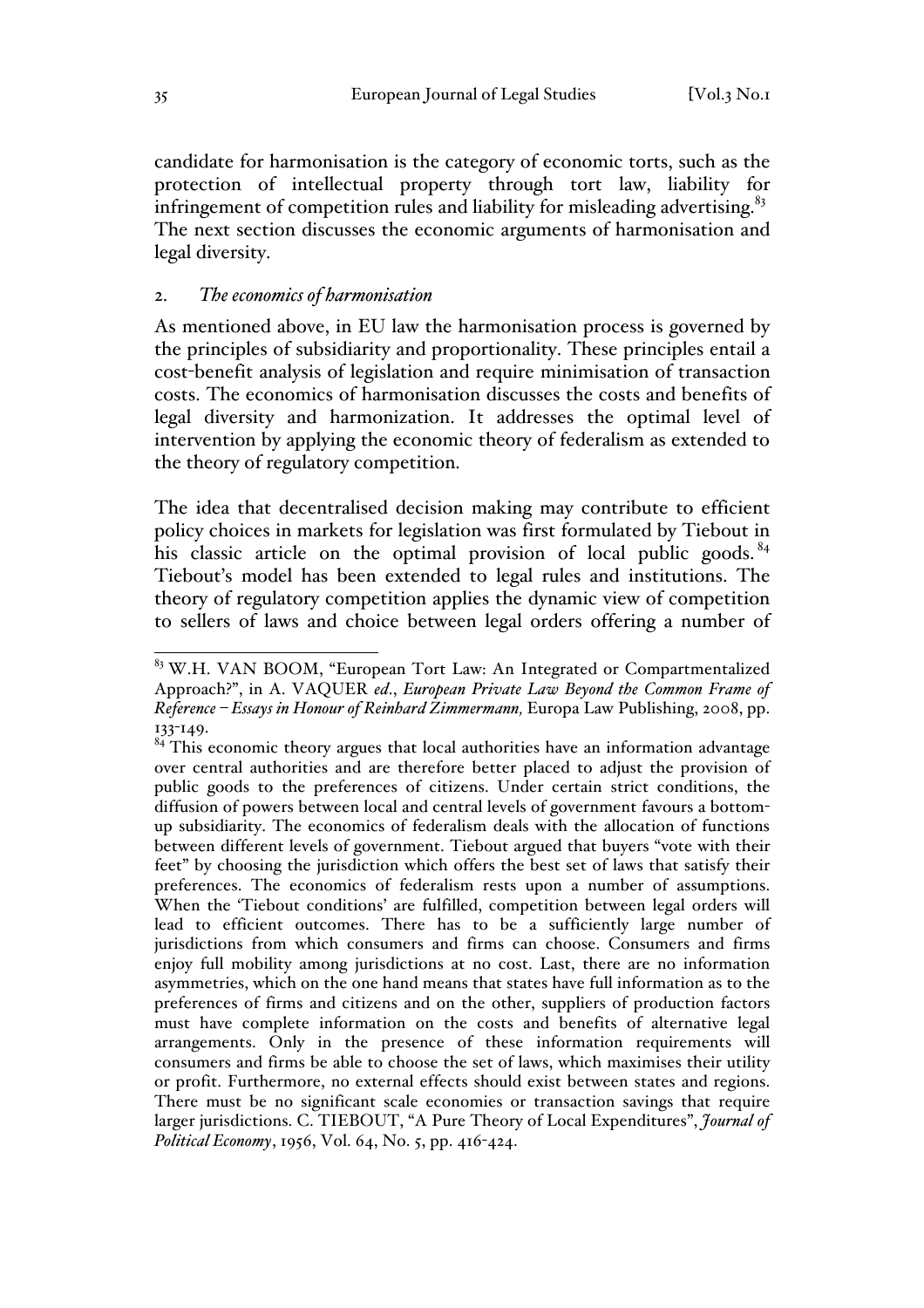candidate for harmonisation is the category of economic torts, such as the protection of intellectual property through tort law, liability for infringement of competition rules and liability for misleading advertising.[83] The next section discusses the economic arguments of harmonisation and legal diversity.

## 2. *The economics of harmonisation*

As mentioned above, in EU law the harmonisation process is governed by the principles of subsidiarity and proportionality. These principles entail a cost-benefit analysis of legislation and require minimisation of transaction costs. The economics of harmonisation discusses the costs and benefits of legal diversity and harmonization. It addresses the optimal level of intervention by applying the economic theory of federalism as extended to the theory of regulatory competition.

The idea that decentralised decision making may contribute to efficient policy choices in markets for legislation was first formulated by Tiebout in his classic article on the optimal provision of local public goods.[84] Tiebout's model has been extended to legal rules and institutions. The theory of regulatory competition applies the dynamic view of competition to sellers of laws and choice between legal orders offering a number of

---

[83] W.H. VAN BOOM, "European Tort Law: An Integrated or Compartmentalized Approach?", in A. VAQUER *ed.*, *European Private Law Beyond the Common Frame of Reference – Essays in Honour of Reinhard Zimmermann,* Europa Law Publishing, 2008, pp. 133-149.

[84] This economic theory argues that local authorities have an information advantage over central authorities and are therefore better placed to adjust the provision of public goods to the preferences of citizens. Under certain strict conditions, the diffusion of powers between local and central levels of government favours a bottom-up subsidiarity. The economics of federalism deals with the allocation of functions between different levels of government. Tiebout argued that buyers "vote with their feet" by choosing the jurisdiction which offers the best set of laws that satisfy their preferences. The economics of federalism rests upon a number of assumptions. When the 'Tiebout conditions' are fulfilled, competition between legal orders will lead to efficient outcomes. There has to be a sufficiently large number of jurisdictions from which consumers and firms can choose. Consumers and firms enjoy full mobility among jurisdictions at no cost. Last, there are no information asymmetries, which on the one hand means that states have full information as to the preferences of firms and citizens and on the other, suppliers of production factors must have complete information on the costs and benefits of alternative legal arrangements. Only in the presence of these information requirements will consumers and firms be able to choose the set of laws, which maximises their utility or profit. Furthermore, no external effects should exist between states and regions. There must be no significant scale economies or transaction savings that require larger jurisdictions. C. TIEBOUT, "A Pure Theory of Local Expenditures", *Journal of Political Economy*, 1956, Vol. 64, No. 5, pp. 416-424.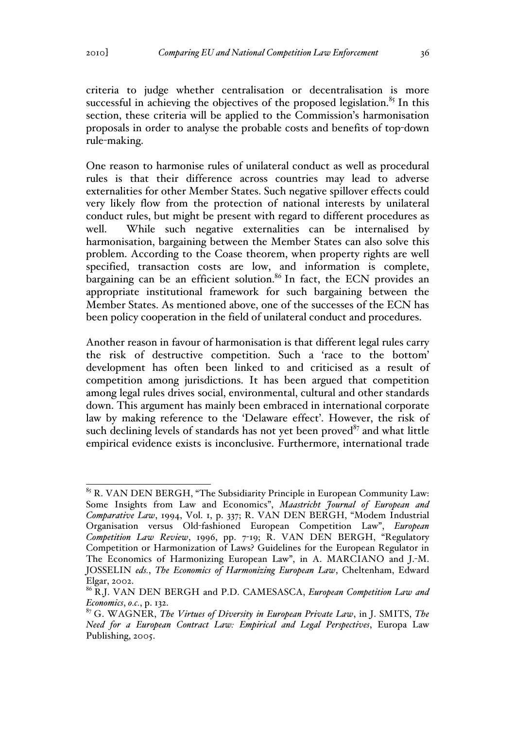criteria to judge whether centralisation or decentralisation is more successful in achieving the objectives of the proposed legislation.[85] In this section, these criteria will be applied to the Commission's harmonisation proposals in order to analyse the probable costs and benefits of top-down rule-making.

One reason to harmonise rules of unilateral conduct as well as procedural rules is that their difference across countries may lead to adverse externalities for other Member States. Such negative spillover effects could very likely flow from the protection of national interests by unilateral conduct rules, but might be present with regard to different procedures as well. While such negative externalities can be internalised by harmonisation, bargaining between the Member States can also solve this problem. According to the Coase theorem, when property rights are well specified, transaction costs are low, and information is complete, bargaining can be an efficient solution.[86] In fact, the ECN provides an appropriate institutional framework for such bargaining between the Member States. As mentioned above, one of the successes of the ECN has been policy cooperation in the field of unilateral conduct and procedures.

Another reason in favour of harmonisation is that different legal rules carry the risk of destructive competition. Such a 'race to the bottom' development has often been linked to and criticised as a result of competition among jurisdictions. It has been argued that competition among legal rules drives social, environmental, cultural and other standards down. This argument has mainly been embraced in international corporate law by making reference to the 'Delaware effect'. However, the risk of such declining levels of standards has not yet been proved[87] and what little empirical evidence exists is inconclusive. Furthermore, international trade

---

[85] R. VAN DEN BERGH, "The Subsidiarity Principle in European Community Law: Some Insights from Law and Economics", *Maastricht Journal of European and Comparative Law*, 1994, Vol. 1, p. 337; R. VAN DEN BERGH, "Modem Industrial Organisation versus Old-fashioned European Competition Law", *European Competition Law Review*, 1996, pp. 7-19; R. VAN DEN BERGH, "Regulatory Competition or Harmonization of Laws? Guidelines for the European Regulator in The Economics of Harmonizing European Law", in A. MARCIANO and J.-M. JOSSELIN *eds.*, *The Economics of Harmonizing European Law*, Cheltenham, Edward Elgar, 2002.

[86] R.J. VAN DEN BERGH and P.D. CAMESASCA, *European Competition Law and Economics*, *o.c.*, p. 132.

[87] G. WAGNER, *The Virtues of Diversity in European Private Law*, in J. SMITS, *The Need for a European Contract Law: Empirical and Legal Perspectives*, Europa Law Publishing, 2005.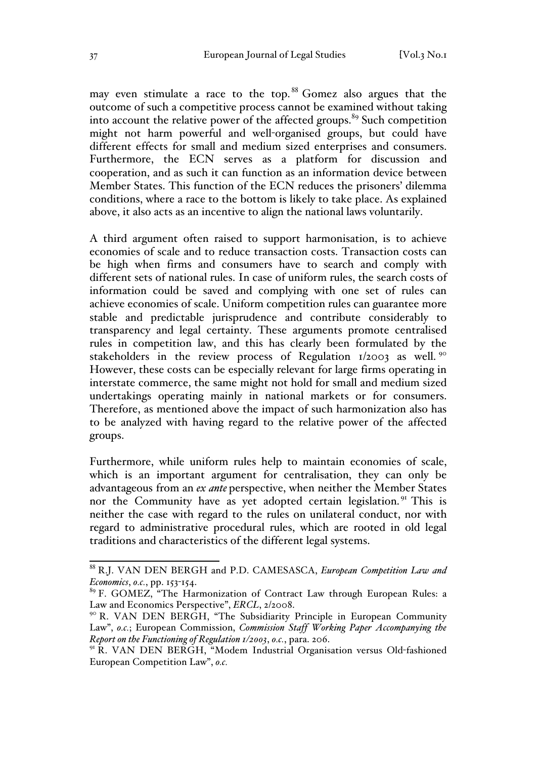may even stimulate a race to the top.[88] Gomez also argues that the outcome of such a competitive process cannot be examined without taking into account the relative power of the affected groups.[89] Such competition might not harm powerful and well-organised groups, but could have different effects for small and medium sized enterprises and consumers. Furthermore, the ECN serves as a platform for discussion and cooperation, and as such it can function as an information device between Member States. This function of the ECN reduces the prisoners' dilemma conditions, where a race to the bottom is likely to take place. As explained above, it also acts as an incentive to align the national laws voluntarily.

A third argument often raised to support harmonisation, is to achieve economies of scale and to reduce transaction costs. Transaction costs can be high when firms and consumers have to search and comply with different sets of national rules. In case of uniform rules, the search costs of information could be saved and complying with one set of rules can achieve economies of scale. Uniform competition rules can guarantee more stable and predictable jurisprudence and contribute considerably to transparency and legal certainty. These arguments promote centralised rules in competition law, and this has clearly been formulated by the stakeholders in the review process of Regulation 1/2003 as well.[90] However, these costs can be especially relevant for large firms operating in interstate commerce, the same might not hold for small and medium sized undertakings operating mainly in national markets or for consumers. Therefore, as mentioned above the impact of such harmonization also has to be analyzed with having regard to the relative power of the affected groups.

Furthermore, while uniform rules help to maintain economies of scale, which is an important argument for centralisation, they can only be advantageous from an *ex ante* perspective, when neither the Member States nor the Community have as yet adopted certain legislation.[91] This is neither the case with regard to the rules on unilateral conduct, nor with regard to administrative procedural rules, which are rooted in old legal traditions and characteristics of the different legal systems.

---

[88] R.J. VAN DEN BERGH and P.D. CAMESASCA, *European Competition Law and Economics*, *o.c.*, pp. 153-154.

[89] F. GOMEZ, "The Harmonization of Contract Law through European Rules: a Law and Economics Perspective", *ERCL*, 2/2008.

[90] R. VAN DEN BERGH, "The Subsidiarity Principle in European Community Law", *o.c.*; European Commission, *Commission Staff Working Paper Accompanying the Report on the Functioning of Regulation 1/2003*, *o.c.*, para. 206.

[91] R. VAN DEN BERGH, "Modem Industrial Organisation versus Old-fashioned European Competition Law", *o.c.*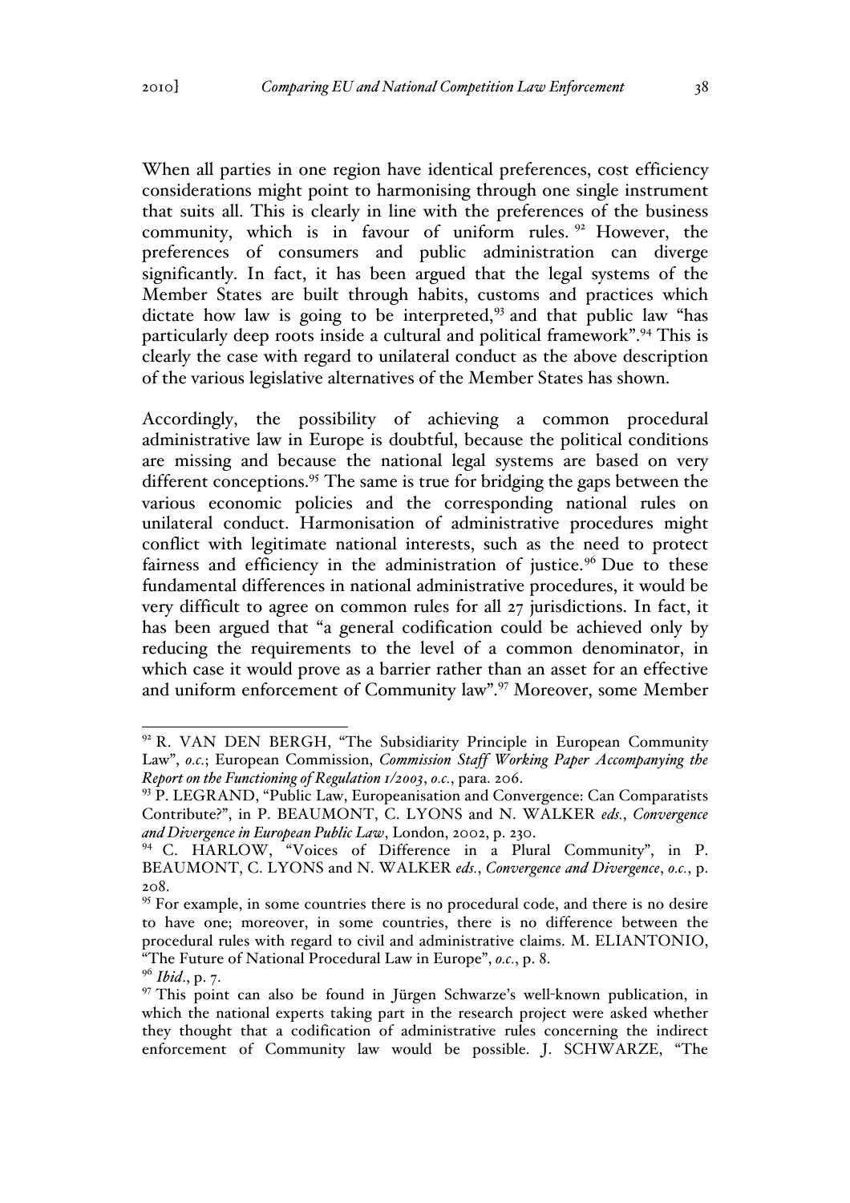When all parties in one region have identical preferences, cost efficiency considerations might point to harmonising through one single instrument that suits all. This is clearly in line with the preferences of the business community, which is in favour of uniform rules. [92] However, the preferences of consumers and public administration can diverge significantly. In fact, it has been argued that the legal systems of the Member States are built through habits, customs and practices which dictate how law is going to be interpreted,[93] and that public law "has particularly deep roots inside a cultural and political framework".[94] This is clearly the case with regard to unilateral conduct as the above description of the various legislative alternatives of the Member States has shown.

Accordingly, the possibility of achieving a common procedural administrative law in Europe is doubtful, because the political conditions are missing and because the national legal systems are based on very different conceptions.[95] The same is true for bridging the gaps between the various economic policies and the corresponding national rules on unilateral conduct. Harmonisation of administrative procedures might conflict with legitimate national interests, such as the need to protect fairness and efficiency in the administration of justice.[96] Due to these fundamental differences in national administrative procedures, it would be very difficult to agree on common rules for all 27 jurisdictions. In fact, it has been argued that "a general codification could be achieved only by reducing the requirements to the level of a common denominator, in which case it would prove as a barrier rather than an asset for an effective and uniform enforcement of Community law".[97] Moreover, some Member

---

[92] R. VAN DEN BERGH, "The Subsidiarity Principle in European Community Law", *o.c.*; European Commission, *Commission Staff Working Paper Accompanying the Report on the Functioning of Regulation 1/2003*, *o.c.*, para. 206.

[93] P. LEGRAND, "Public Law, Europeanisation and Convergence: Can Comparatists Contribute?", in P. BEAUMONT, C. LYONS and N. WALKER *eds.*, *Convergence and Divergence in European Public Law*, London, 2002, p. 230.

[94] C. HARLOW, "Voices of Difference in a Plural Community", in P. BEAUMONT, C. LYONS and N. WALKER *eds.*, *Convergence and Divergence*, *o.c.*, p. 208.

[95] For example, in some countries there is no procedural code, and there is no desire to have one; moreover, in some countries, there is no difference between the procedural rules with regard to civil and administrative claims. M. ELIANTONIO, "The Future of National Procedural Law in Europe", *o.c.*, p. 8.

[96] *Ibid.*, p. 7.

[97] This point can also be found in Jürgen Schwarze's well-known publication, in which the national experts taking part in the research project were asked whether they thought that a codification of administrative rules concerning the indirect enforcement of Community law would be possible. J. SCHWARZE, "The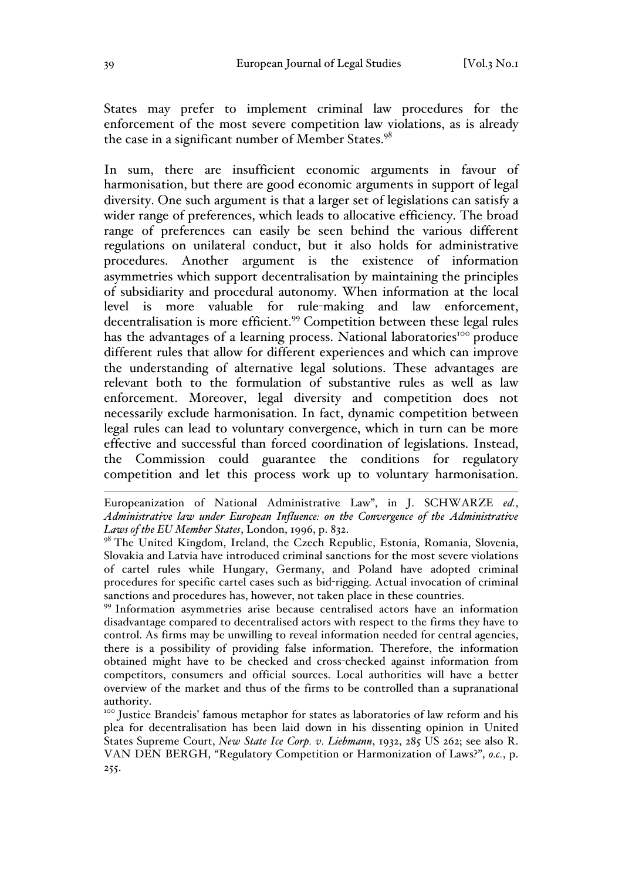States may prefer to implement criminal law procedures for the enforcement of the most severe competition law violations, as is already the case in a significant number of Member States.[98]

In sum, there are insufficient economic arguments in favour of harmonisation, but there are good economic arguments in support of legal diversity. One such argument is that a larger set of legislations can satisfy a wider range of preferences, which leads to allocative efficiency. The broad range of preferences can easily be seen behind the various different regulations on unilateral conduct, but it also holds for administrative procedures. Another argument is the existence of information asymmetries which support decentralisation by maintaining the principles of subsidiarity and procedural autonomy. When information at the local level is more valuable for rule-making and law enforcement, decentralisation is more efficient.[99] Competition between these legal rules has the advantages of a learning process. National laboratories[100] produce different rules that allow for different experiences and which can improve the understanding of alternative legal solutions. These advantages are relevant both to the formulation of substantive rules as well as law enforcement. Moreover, legal diversity and competition does not necessarily exclude harmonisation. In fact, dynamic competition between legal rules can lead to voluntary convergence, which in turn can be more effective and successful than forced coordination of legislations. Instead, the Commission could guarantee the conditions for regulatory competition and let this process work up to voluntary harmonisation.

---

Europeanization of National Administrative Law", in J. SCHWARZE *ed.*, *Administrative law under European Influence: on the Convergence of the Administrative Laws of the EU Member States*, London, 1996, p. 832.

[98] The United Kingdom, Ireland, the Czech Republic, Estonia, Romania, Slovenia, Slovakia and Latvia have introduced criminal sanctions for the most severe violations of cartel rules while Hungary, Germany, and Poland have adopted criminal procedures for specific cartel cases such as bid-rigging. Actual invocation of criminal sanctions and procedures has, however, not taken place in these countries.

[99] Information asymmetries arise because centralised actors have an information disadvantage compared to decentralised actors with respect to the firms they have to control. As firms may be unwilling to reveal information needed for central agencies, there is a possibility of providing false information. Therefore, the information obtained might have to be checked and cross-checked against information from competitors, consumers and official sources. Local authorities will have a better overview of the market and thus of the firms to be controlled than a supranational authority.

[100] Justice Brandeis' famous metaphor for states as laboratories of law reform and his plea for decentralisation has been laid down in his dissenting opinion in United States Supreme Court, *New State Ice Corp. v. Liebmann*, 1932, 285 US 262; see also R. VAN DEN BERGH, "Regulatory Competition or Harmonization of Laws?", *o.c.*, p. 255.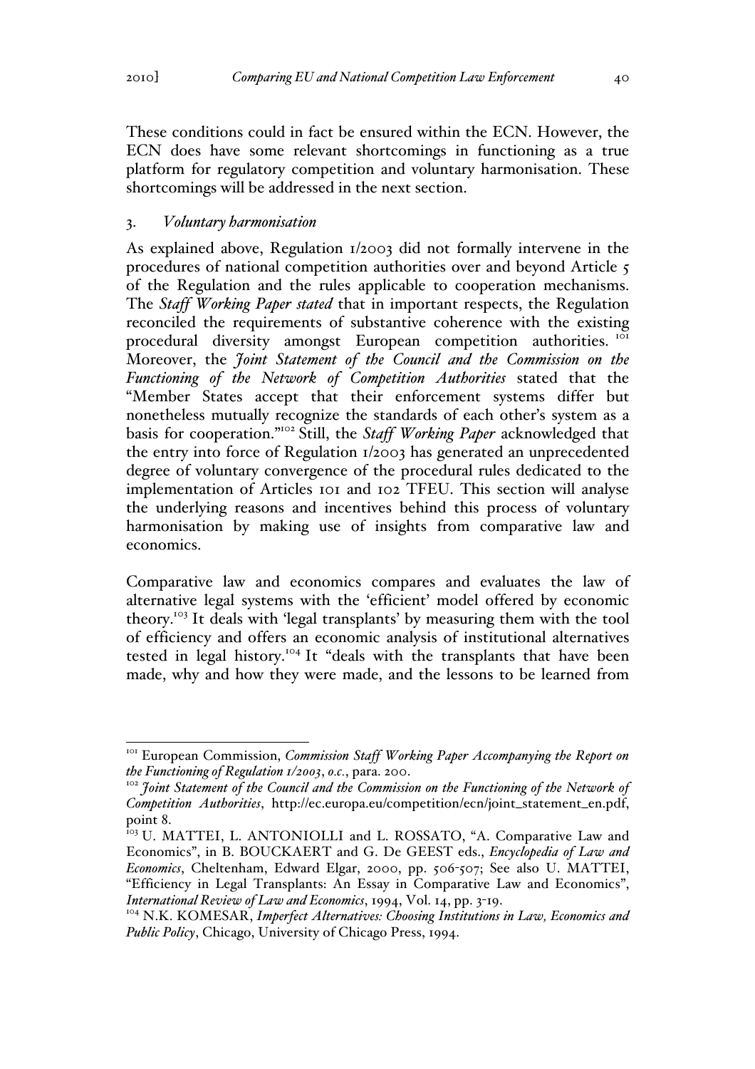These conditions could in fact be ensured within the ECN. However, the ECN does have some relevant shortcomings in functioning as a true platform for regulatory competition and voluntary harmonisation. These shortcomings will be addressed in the next section.

### 3. *Voluntary harmonisation*

As explained above, Regulation 1/2003 did not formally intervene in the procedures of national competition authorities over and beyond Article 5 of the Regulation and the rules applicable to cooperation mechanisms. The *Staff Working Paper stated* that in important respects, the Regulation reconciled the requirements of substantive coherence with the existing procedural diversity amongst European competition authorities. [101] Moreover, the *Joint Statement of the Council and the Commission on the Functioning of the Network of Competition Authorities* stated that the "Member States accept that their enforcement systems differ but nonetheless mutually recognize the standards of each other's system as a basis for cooperation."[102] Still, the *Staff Working Paper* acknowledged that the entry into force of Regulation 1/2003 has generated an unprecedented degree of voluntary convergence of the procedural rules dedicated to the implementation of Articles 101 and 102 TFEU. This section will analyse the underlying reasons and incentives behind this process of voluntary harmonisation by making use of insights from comparative law and economics.

Comparative law and economics compares and evaluates the law of alternative legal systems with the 'efficient' model offered by economic theory.[103] It deals with 'legal transplants' by measuring them with the tool of efficiency and offers an economic analysis of institutional alternatives tested in legal history.[104] It "deals with the transplants that have been made, why and how they were made, and the lessons to be learned from

---

[101] European Commission, *Commission Staff Working Paper Accompanying the Report on the Functioning of Regulation 1/2003*, *o.c.*, para. 200.

[102] *Joint Statement of the Council and the Commission on the Functioning of the Network of Competition Authorities*, http://ec.europa.eu/competition/ecn/joint_statement_en.pdf, point 8.

[103] U. MATTEI, L. ANTONIOLLI and L. ROSSATO, "A. Comparative Law and Economics", in B. BOUCKAERT and G. De GEEST eds., *Encyclopedia of Law and Economics*, Cheltenham, Edward Elgar, 2000, pp. 506-507; See also U. MATTEI, "Efficiency in Legal Transplants: An Essay in Comparative Law and Economics", *International Review of Law and Economics*, 1994, Vol. 14, pp. 3-19.

[104] N.K. KOMESAR, *Imperfect Alternatives: Choosing Institutions in Law, Economics and Public Policy*, Chicago, University of Chicago Press, 1994.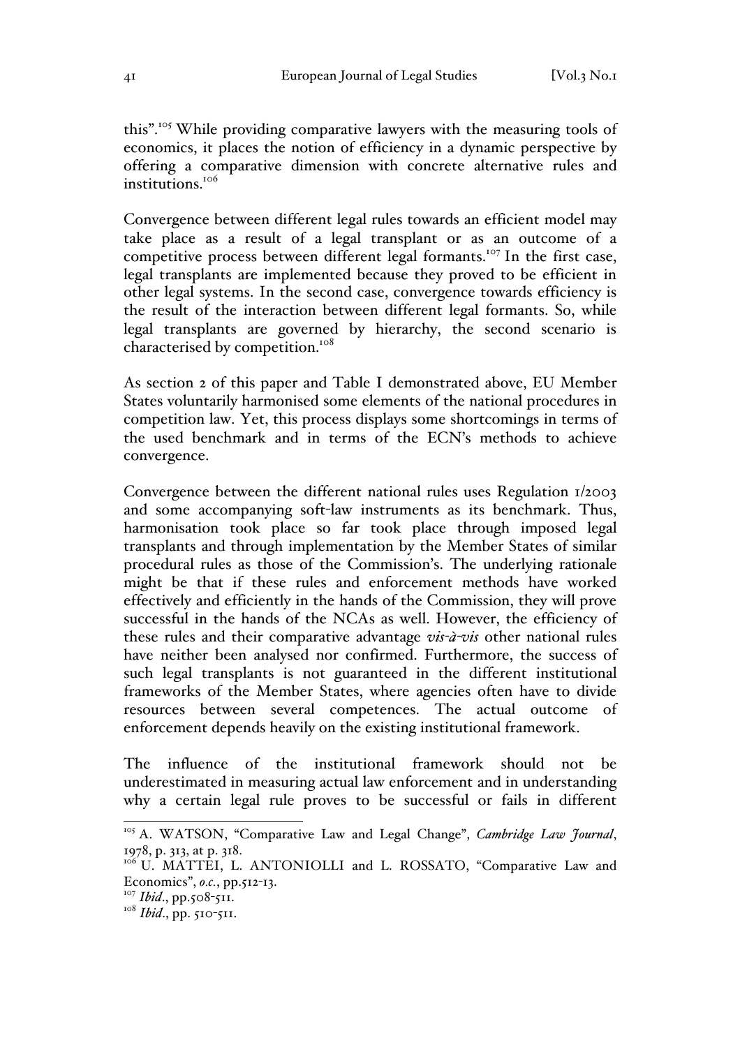this".[105] While providing comparative lawyers with the measuring tools of economics, it places the notion of efficiency in a dynamic perspective by offering a comparative dimension with concrete alternative rules and institutions.[106]

Convergence between different legal rules towards an efficient model may take place as a result of a legal transplant or as an outcome of a competitive process between different legal formants.[107] In the first case, legal transplants are implemented because they proved to be efficient in other legal systems. In the second case, convergence towards efficiency is the result of the interaction between different legal formants. So, while legal transplants are governed by hierarchy, the second scenario is characterised by competition.[108]

As section 2 of this paper and Table I demonstrated above, EU Member States voluntarily harmonised some elements of the national procedures in competition law. Yet, this process displays some shortcomings in terms of the used benchmark and in terms of the ECN's methods to achieve convergence.

Convergence between the different national rules uses Regulation 1/2003 and some accompanying soft-law instruments as its benchmark. Thus, harmonisation took place so far took place through imposed legal transplants and through implementation by the Member States of similar procedural rules as those of the Commission's. The underlying rationale might be that if these rules and enforcement methods have worked effectively and efficiently in the hands of the Commission, they will prove successful in the hands of the NCAs as well. However, the efficiency of these rules and their comparative advantage *vis-à-vis* other national rules have neither been analysed nor confirmed. Furthermore, the success of such legal transplants is not guaranteed in the different institutional frameworks of the Member States, where agencies often have to divide resources between several competences. The actual outcome of enforcement depends heavily on the existing institutional framework.

The influence of the institutional framework should not be underestimated in measuring actual law enforcement and in understanding why a certain legal rule proves to be successful or fails in different

---

[105] A. WATSON, "Comparative Law and Legal Change", *Cambridge Law Journal*, 1978, p. 313, at p. 318.

[106] U. MATTEI, L. ANTONIOLLI and L. ROSSATO, "Comparative Law and Economics", *o.c.*, pp.512-13.

[107] *Ibid*., pp.508-511.

[108] *Ibid*., pp. 510-511.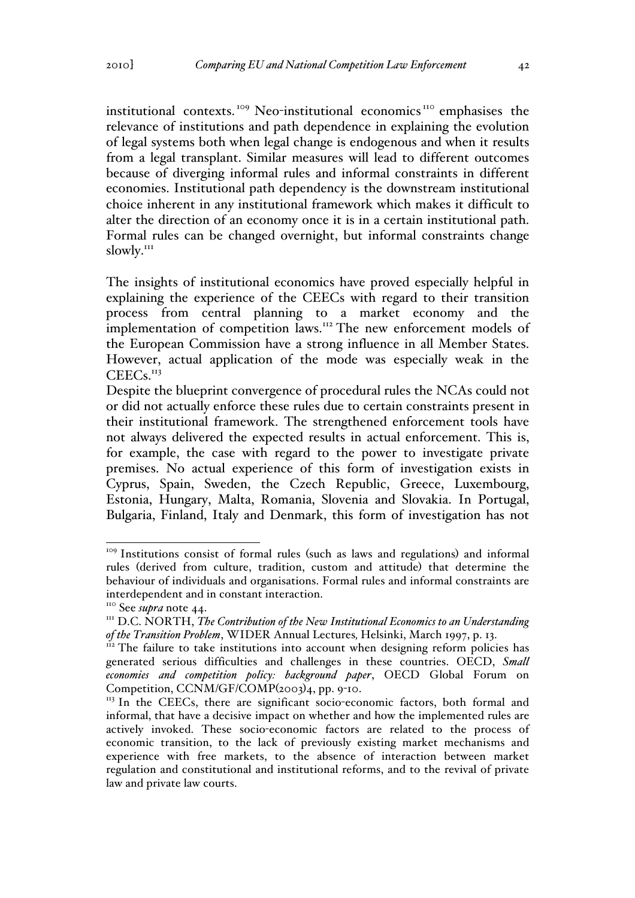institutional contexts.[109] Neo-institutional economics[110] emphasises the relevance of institutions and path dependence in explaining the evolution of legal systems both when legal change is endogenous and when it results from a legal transplant. Similar measures will lead to different outcomes because of diverging informal rules and informal constraints in different economies. Institutional path dependency is the downstream institutional choice inherent in any institutional framework which makes it difficult to alter the direction of an economy once it is in a certain institutional path. Formal rules can be changed overnight, but informal constraints change slowly.[111]

The insights of institutional economics have proved especially helpful in explaining the experience of the CEECs with regard to their transition process from central planning to a market economy and the implementation of competition laws.[112] The new enforcement models of the European Commission have a strong influence in all Member States. However, actual application of the mode was especially weak in the CEECs.[113]

Despite the blueprint convergence of procedural rules the NCAs could not or did not actually enforce these rules due to certain constraints present in their institutional framework. The strengthened enforcement tools have not always delivered the expected results in actual enforcement. This is, for example, the case with regard to the power to investigate private premises. No actual experience of this form of investigation exists in Cyprus, Spain, Sweden, the Czech Republic, Greece, Luxembourg, Estonia, Hungary, Malta, Romania, Slovenia and Slovakia. In Portugal, Bulgaria, Finland, Italy and Denmark, this form of investigation has not

---

[109] Institutions consist of formal rules (such as laws and regulations) and informal rules (derived from culture, tradition, custom and attitude) that determine the behaviour of individuals and organisations. Formal rules and informal constraints are interdependent and in constant interaction.

[110] See *supra* note 44.

[111] D.C. NORTH, *The Contribution of the New Institutional Economics to an Understanding of the Transition Problem*, WIDER Annual Lectures*,* Helsinki, March 1997, p. 13.

[112] The failure to take institutions into account when designing reform policies has generated serious difficulties and challenges in these countries. OECD, *Small economies and competition policy: background paper*, OECD Global Forum on Competition, CCNM/GF/COMP(2003)4, pp. 9-10.

[113] In the CEECs, there are significant socio-economic factors, both formal and informal, that have a decisive impact on whether and how the implemented rules are actively invoked. These socio-economic factors are related to the process of economic transition, to the lack of previously existing market mechanisms and experience with free markets, to the absence of interaction between market regulation and constitutional and institutional reforms, and to the revival of private law and private law courts.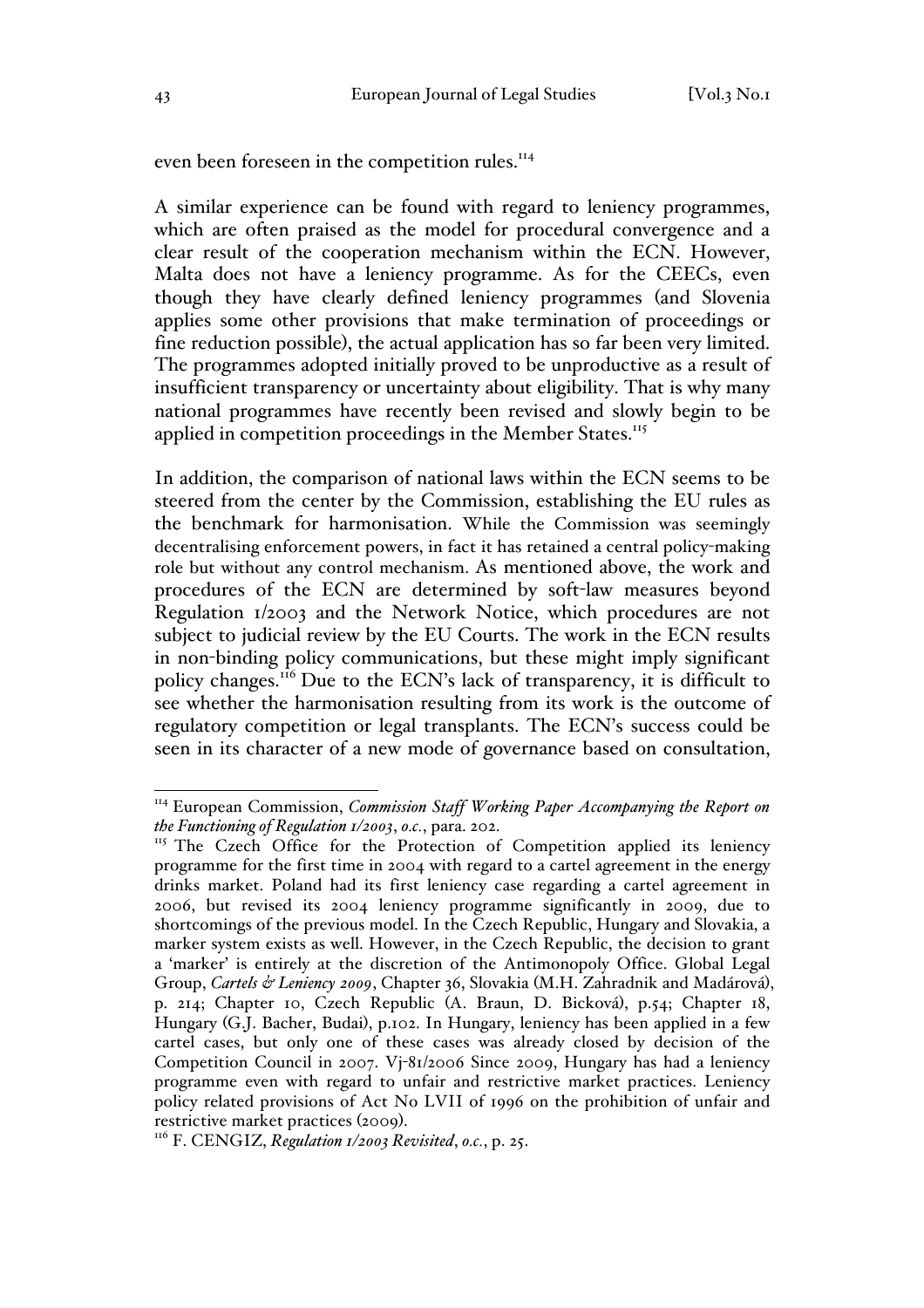even been foreseen in the competition rules.[114]

A similar experience can be found with regard to leniency programmes, which are often praised as the model for procedural convergence and a clear result of the cooperation mechanism within the ECN. However, Malta does not have a leniency programme. As for the CEECs, even though they have clearly defined leniency programmes (and Slovenia applies some other provisions that make termination of proceedings or fine reduction possible), the actual application has so far been very limited. The programmes adopted initially proved to be unproductive as a result of insufficient transparency or uncertainty about eligibility. That is why many national programmes have recently been revised and slowly begin to be applied in competition proceedings in the Member States.[115]

In addition, the comparison of national laws within the ECN seems to be steered from the center by the Commission, establishing the EU rules as the benchmark for harmonisation. While the Commission was seemingly decentralising enforcement powers, in fact it has retained a central policy-making role but without any control mechanism. As mentioned above, the work and procedures of the ECN are determined by soft-law measures beyond Regulation 1/2003 and the Network Notice, which procedures are not subject to judicial review by the EU Courts. The work in the ECN results in non-binding policy communications, but these might imply significant policy changes.[116] Due to the ECN's lack of transparency, it is difficult to see whether the harmonisation resulting from its work is the outcome of regulatory competition or legal transplants. The ECN's success could be seen in its character of a new mode of governance based on consultation,

---

[114] European Commission, *Commission Staff Working Paper Accompanying the Report on the Functioning of Regulation 1/2003*, *o.c.*, para. 202.

[115] The Czech Office for the Protection of Competition applied its leniency programme for the first time in 2004 with regard to a cartel agreement in the energy drinks market. Poland had its first leniency case regarding a cartel agreement in 2006, but revised its 2004 leniency programme significantly in 2009, due to shortcomings of the previous model. In the Czech Republic, Hungary and Slovakia, a marker system exists as well. However, in the Czech Republic, the decision to grant a 'marker' is entirely at the discretion of the Antimonopoly Office. Global Legal Group, *Cartels & Leniency 2009*, Chapter 36, Slovakia (M.H. Zahradnik and Madárová), p. 214; Chapter 10, Czech Republic (A. Braun, D. Bicková), p.54; Chapter 18, Hungary (G.J. Bacher, Budai), p.102. In Hungary, leniency has been applied in a few cartel cases, but only one of these cases was already closed by decision of the Competition Council in 2007. Vj-81/2006 Since 2009, Hungary has had a leniency programme even with regard to unfair and restrictive market practices. Leniency policy related provisions of Act No LVII of 1996 on the prohibition of unfair and restrictive market practices (2009).

[116] F. CENGIZ, *Regulation 1/2003 Revisited*, *o.c.*, p. 25.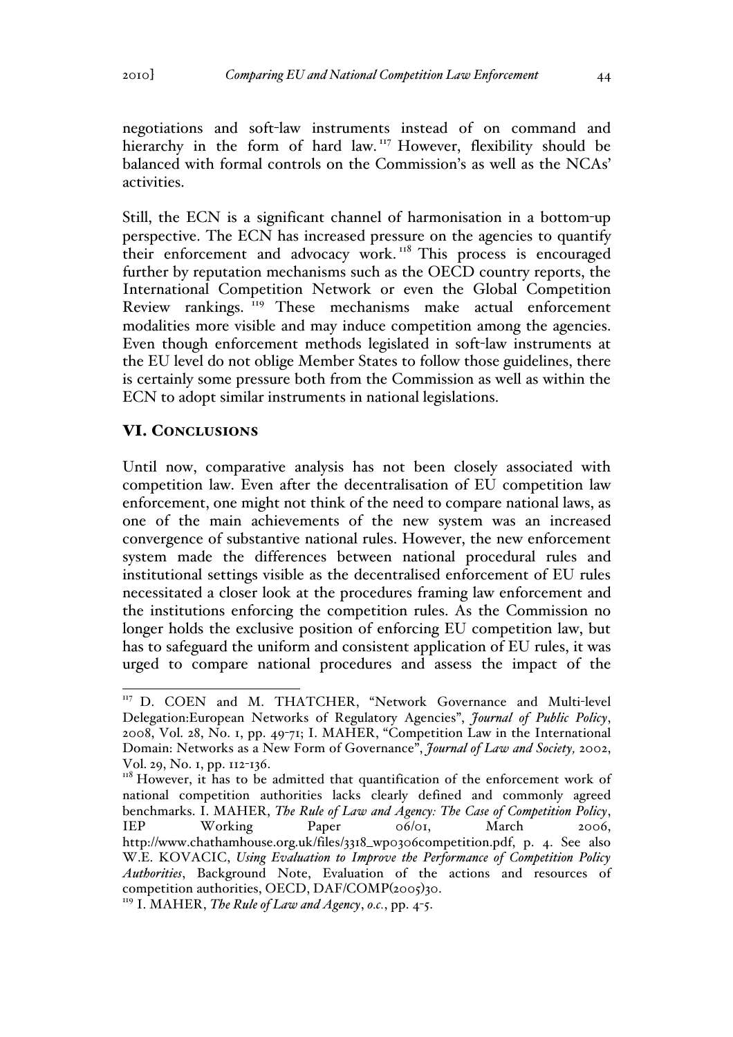negotiations and soft-law instruments instead of on command and hierarchy in the form of hard law.[117] However, flexibility should be balanced with formal controls on the Commission's as well as the NCAs' activities.

Still, the ECN is a significant channel of harmonisation in a bottom-up perspective. The ECN has increased pressure on the agencies to quantify their enforcement and advocacy work.[118] This process is encouraged further by reputation mechanisms such as the OECD country reports, the International Competition Network or even the Global Competition Review rankings.[119] These mechanisms make actual enforcement modalities more visible and may induce competition among the agencies. Even though enforcement methods legislated in soft-law instruments at the EU level do not oblige Member States to follow those guidelines, there is certainly some pressure both from the Commission as well as within the ECN to adopt similar instruments in national legislations.

## VI. Conclusions

Until now, comparative analysis has not been closely associated with competition law. Even after the decentralisation of EU competition law enforcement, one might not think of the need to compare national laws, as one of the main achievements of the new system was an increased convergence of substantive national rules. However, the new enforcement system made the differences between national procedural rules and institutional settings visible as the decentralised enforcement of EU rules necessitated a closer look at the procedures framing law enforcement and the institutions enforcing the competition rules. As the Commission no longer holds the exclusive position of enforcing EU competition law, but has to safeguard the uniform and consistent application of EU rules, it was urged to compare national procedures and assess the impact of the

---

[117] D. COEN and M. THATCHER, "Network Governance and Multi-level Delegation:European Networks of Regulatory Agencies", *Journal of Public Policy*, 2008, Vol. 28, No. 1, pp. 49-71; I. MAHER, "Competition Law in the International Domain: Networks as a New Form of Governance", *Journal of Law and Society,* 2002, Vol. 29, No. 1, pp. 112-136.

[118] However, it has to be admitted that quantification of the enforcement work of national competition authorities lacks clearly defined and commonly agreed benchmarks. I. MAHER, *The Rule of Law and Agency: The Case of Competition Policy*, IEP Working Paper 06/01, March 2006, http://www.chathamhouse.org.uk/files/3318_wp0306competition.pdf, p. 4. See also W.E. KOVACIC, *Using Evaluation to Improve the Performance of Competition Policy Authorities*, Background Note, Evaluation of the actions and resources of competition authorities, OECD, DAF/COMP(2005)30.

[119] I. MAHER, *The Rule of Law and Agency*, *o.c.*, pp. 4-5.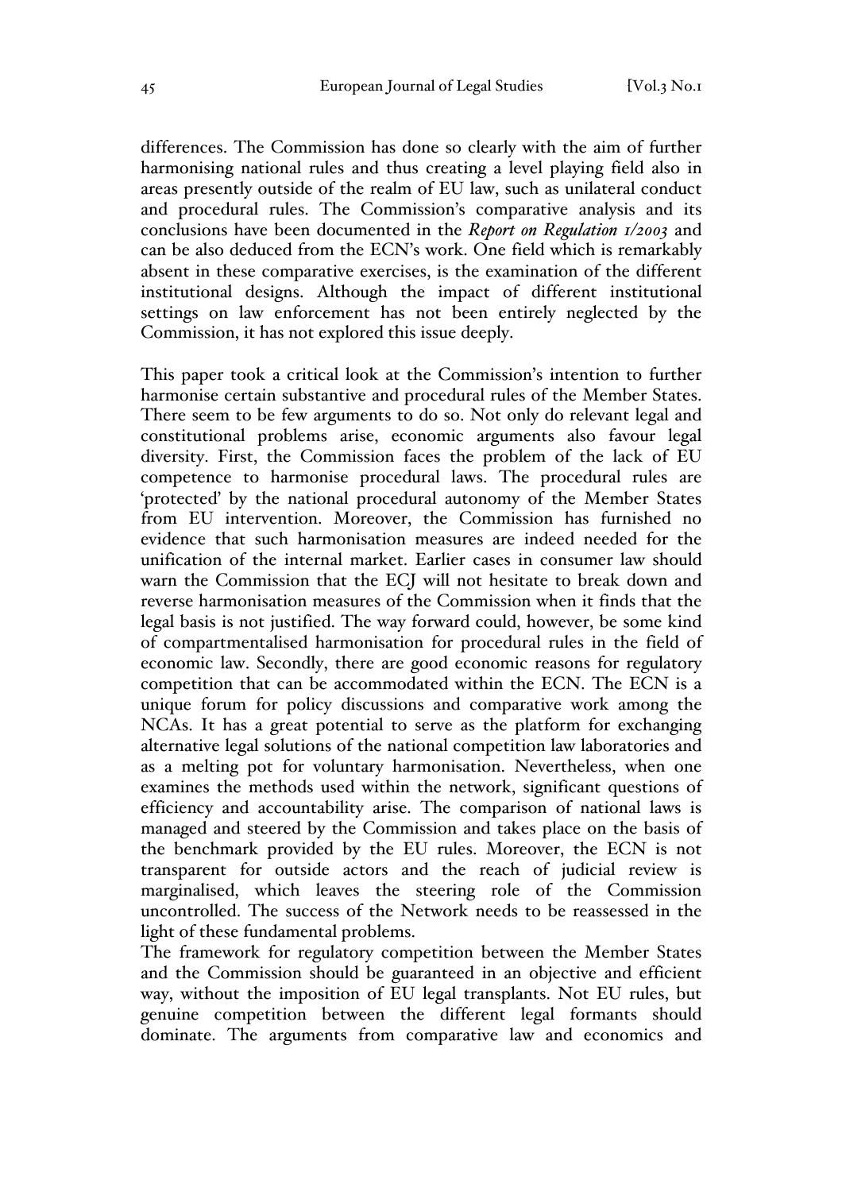differences. The Commission has done so clearly with the aim of further harmonising national rules and thus creating a level playing field also in areas presently outside of the realm of EU law, such as unilateral conduct and procedural rules. The Commission's comparative analysis and its conclusions have been documented in the ***Report on Regulation 1/2003*** and can be also deduced from the ECN's work. One field which is remarkably absent in these comparative exercises, is the examination of the different institutional designs. Although the impact of different institutional settings on law enforcement has not been entirely neglected by the Commission, it has not explored this issue deeply.

This paper took a critical look at the Commission's intention to further harmonise certain substantive and procedural rules of the Member States. There seem to be few arguments to do so. Not only do relevant legal and constitutional problems arise, economic arguments also favour legal diversity. First, the Commission faces the problem of the lack of EU competence to harmonise procedural laws. The procedural rules are 'protected' by the national procedural autonomy of the Member States from EU intervention. Moreover, the Commission has furnished no evidence that such harmonisation measures are indeed needed for the unification of the internal market. Earlier cases in consumer law should warn the Commission that the ECJ will not hesitate to break down and reverse harmonisation measures of the Commission when it finds that the legal basis is not justified. The way forward could, however, be some kind of compartmentalised harmonisation for procedural rules in the field of economic law. Secondly, there are good economic reasons for regulatory competition that can be accommodated within the ECN. The ECN is a unique forum for policy discussions and comparative work among the NCAs. It has a great potential to serve as the platform for exchanging alternative legal solutions of the national competition law laboratories and as a melting pot for voluntary harmonisation. Nevertheless, when one examines the methods used within the network, significant questions of efficiency and accountability arise. The comparison of national laws is managed and steered by the Commission and takes place on the basis of the benchmark provided by the EU rules. Moreover, the ECN is not transparent for outside actors and the reach of judicial review is marginalised, which leaves the steering role of the Commission uncontrolled. The success of the Network needs to be reassessed in the light of these fundamental problems.

The framework for regulatory competition between the Member States and the Commission should be guaranteed in an objective and efficient way, without the imposition of EU legal transplants. Not EU rules, but genuine competition between the different legal formants should dominate. The arguments from comparative law and economics and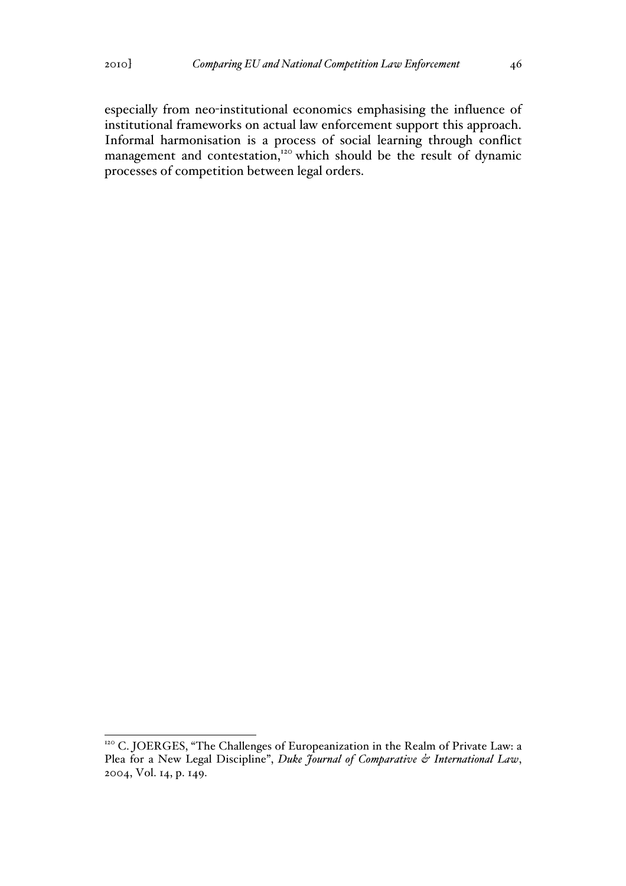especially from neo-institutional economics emphasising the influence of institutional frameworks on actual law enforcement support this approach. Informal harmonisation is a process of social learning through conflict management and contestation,[120] which should be the result of dynamic processes of competition between legal orders.

[120] C. JOERGES, "The Challenges of Europeanization in the Realm of Private Law: a Plea for a New Legal Discipline", *Duke Journal of Comparative & International Law*, 2004, Vol. 14, p. 149.